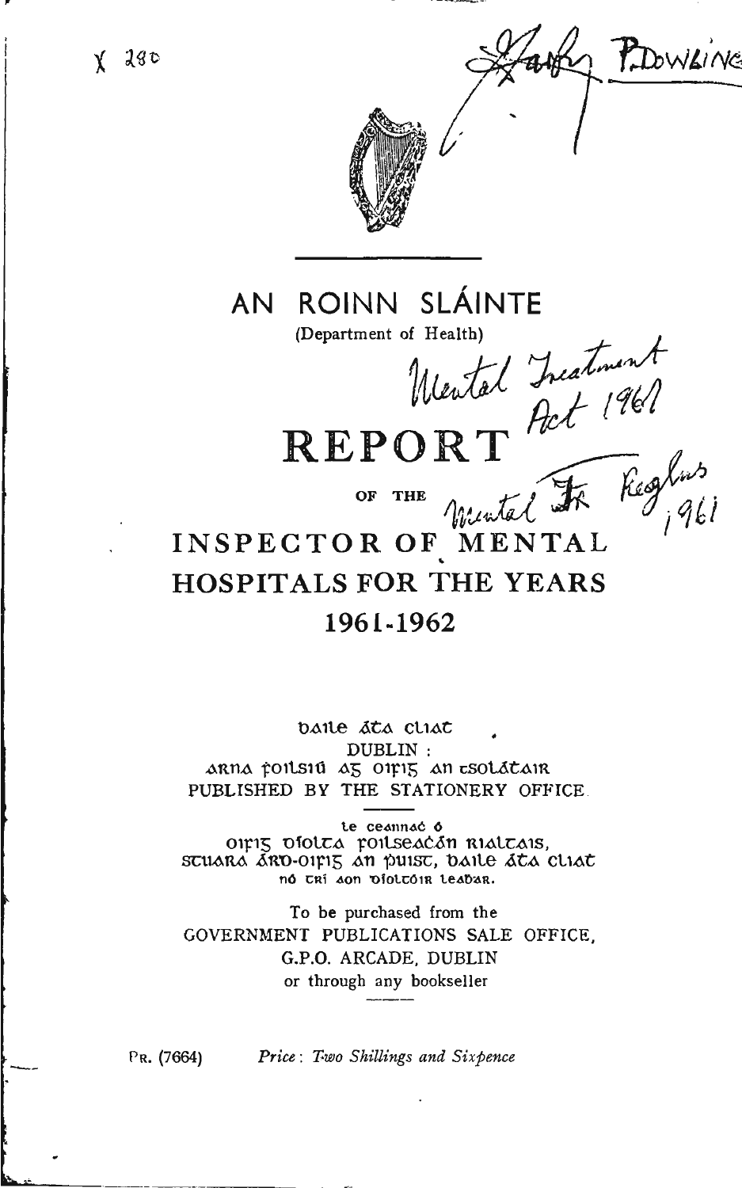X 280

P. DOWLING

# AN ROINN SLÁINTE

(Department of Health)

Mental Treatment Act 1961

# REPORT

OF THE

Mental Tr Regulns 1961

# INSPECTOR OF MENTAL HOSPITALS FOR THE YEARS 1961-1962

baile átha cliath

DUBLIN :

arna foilsiú ag oifig an tsoláthair

PUBLISHED BY THE STATIONERY OFFICE

le ceannach ó

oifig díolta foilseachán rialtais,

stuara ard-oifig an phuist, baile átha cliath

nó trí aon díoltóir leabhar.

To be purchased from the

GOVERNMENT PUBLICATIONS SALE OFFICE,

G.P.O. ARCADE, DUBLIN

or through any bookseller

PR. (7664) *Price: Two Shillings and Sixpence*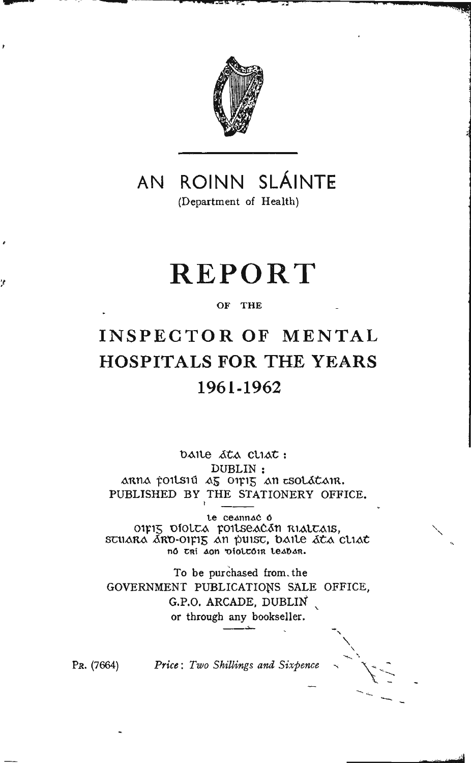# AN ROINN SLÁINTE

(Department of Health)

# REPORT

OF THE

## INSPECTOR OF MENTAL HOSPITALS FOR THE YEARS 1961-1962

BAILE ÁTHA CLIATH:

DUBLIN:

ARNA FOILSIÚ AG OIFIG AN tSOLÁTHAIR.

PUBLISHED BY THE STATIONERY OFFICE.

Le ceannach ó

OIFIG DÍOLTA FOILSEACHÁN RIALTAIS,

STUARA ÁRD-OIFIG AN PHUIST, BAILE ÁTHA CLIATH

nó trí aon díoltóir leabhar.

To be purchased from the

GOVERNMENT PUBLICATIONS SALE OFFICE,

G.P.O. ARCADE, DUBLIN

or through any bookseller.

Pr. (7664) *Price: Two Shillings and Sixpence*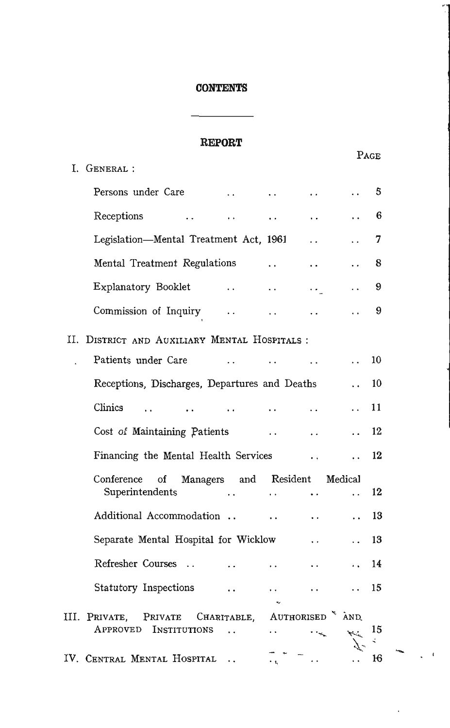# CONTENTS

## REPORT

| | | Page |
|---|---|---|
| I. | General : | |
| | Persons under Care | 5 |
| | Receptions | 6 |
| | Legislation—Mental Treatment Act, 1961 | 7 |
| | Mental Treatment Regulations | 8 |
| | Explanatory Booklet | 9 |
| | Commission of Inquiry | 9 |
| II. | District and Auxiliary Mental Hospitals : | |
| | Patients under Care | 10 |
| | Receptions, Discharges, Departures and Deaths | 10 |
| | Clinics | 11 |
| | Cost of Maintaining Patients | 12 |
| | Financing the Mental Health Services | 12 |
| | Conference of Managers and Resident Medical Superintendents | 12 |
| | Additional Accommodation | 13 |
| | Separate Mental Hospital for Wicklow | 13 |
| | Refresher Courses | 14 |
| | Statutory Inspections | 15 |
| III. | Private, Private Charitable, Authorised and Approved Institutions | 15 |
| IV. | Central Mental Hospital | 16 |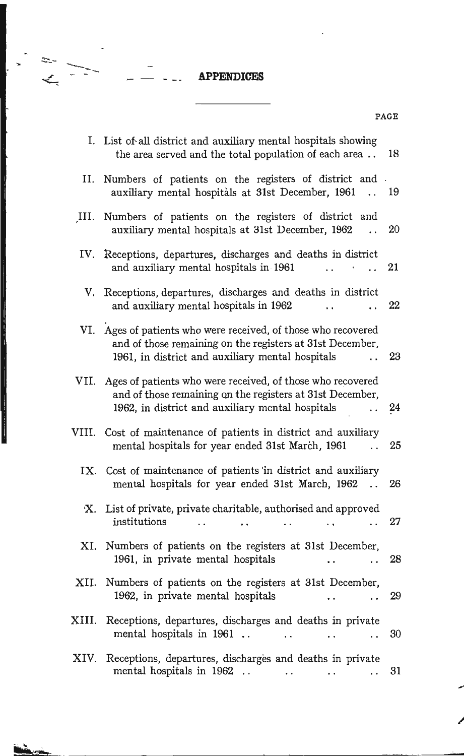## APPENDICES

| | | PAGE |
|---|---|---|
| I. | List of all district and auxiliary mental hospitals showing the area served and the total population of each area .. | 18 |
| II. | Numbers of patients on the registers of district and auxiliary mental hospitals at 31st December, 1961 .. | 19 |
| III. | Numbers of patients on the registers of district and auxiliary mental hospitals at 31st December, 1962 .. | 20 |
| IV. | Receptions, departures, discharges and deaths in district and auxiliary mental hospitals in 1961 .. .. | 21 |
| V. | Receptions, departures, discharges and deaths in district and auxiliary mental hospitals in 1962 .. .. | 22 |
| VI. | Ages of patients who were received, of those who recovered and of those remaining on the registers at 31st December, 1961, in district and auxiliary mental hospitals .. | 23 |
| VII. | Ages of patients who were received, of those who recovered and of those remaining on the registers at 31st December, 1962, in district and auxiliary mental hospitals .. | 24 |
| VIII. | Cost of maintenance of patients in district and auxiliary mental hospitals for year ended 31st March, 1961 .. | 25 |
| IX. | Cost of maintenance of patients in district and auxiliary mental hospitals for year ended 31st March, 1962 .. | 26 |
| X. | List of private, private charitable, authorised and approved institutions .. .. .. .. .. | 27 |
| XI. | Numbers of patients on the registers at 31st December, 1961, in private mental hospitals .. .. | 28 |
| XII. | Numbers of patients on the registers at 31st December, 1962, in private mental hospitals .. .. | 29 |
| XIII. | Receptions, departures, discharges and deaths in private mental hospitals in 1961 .. .. .. .. | 30 |
| XIV. | Receptions, departures, discharges and deaths in private mental hospitals in 1962 .. .. .. .. | 31 |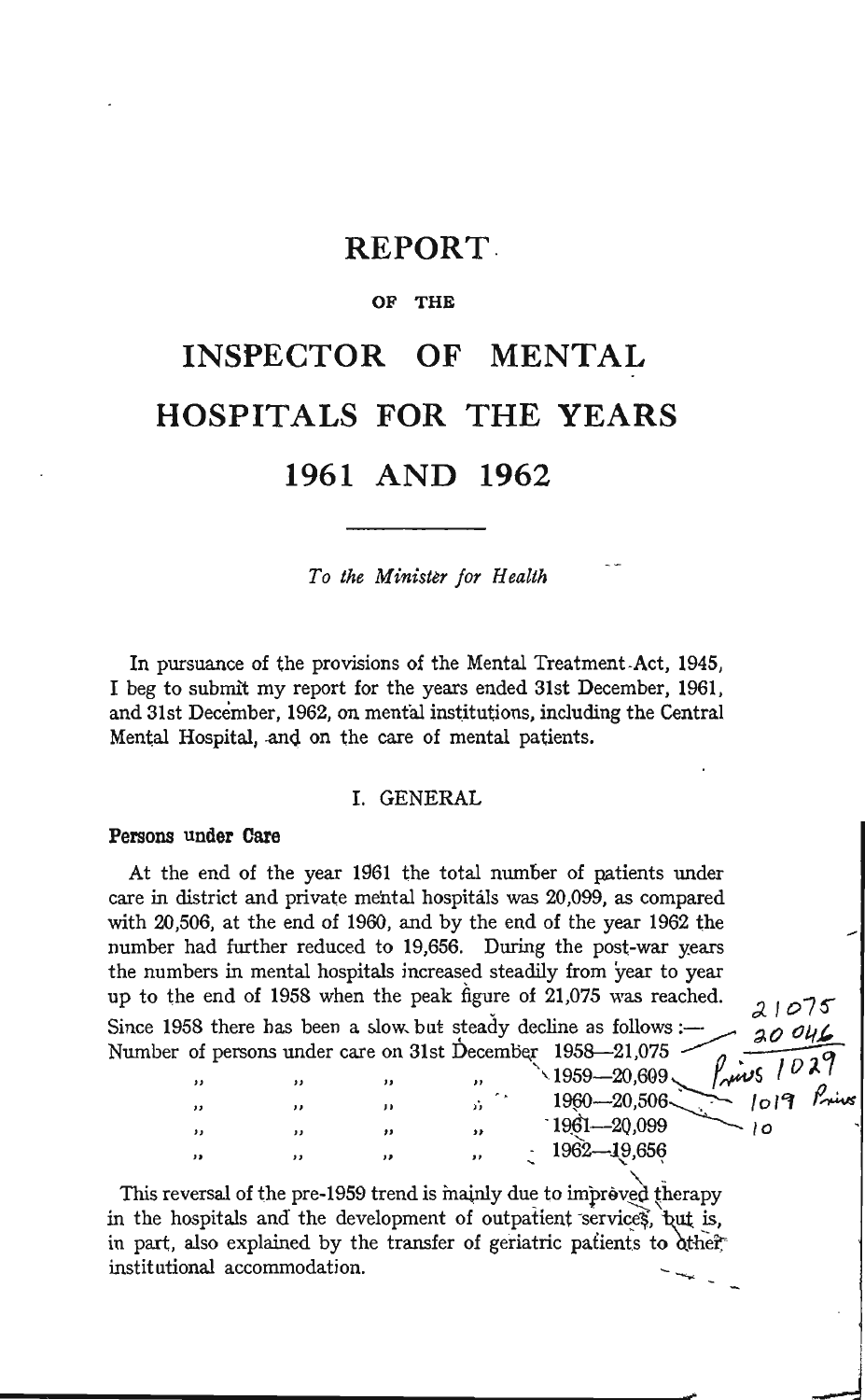# REPORT

OF THE

# INSPECTOR OF MENTAL HOSPITALS FOR THE YEARS 1961 AND 1962

*To the Minister for Health*

In pursuance of the provisions of the Mental Treatment Act, 1945, I beg to submit my report for the years ended 31st December, 1961, and 31st December, 1962, on mental institutions, including the Central Mental Hospital, and on the care of mental patients.

## I. GENERAL

### Persons under Care

At the end of the year 1961 the total number of patients under care in district and private mental hospitals was 20,099, as compared with 20,506, at the end of 1960, and by the end of the year 1962 the number had further reduced to 19,656. During the post-war years the numbers in mental hospitals increased steadily from year to year up to the end of 1958 when the peak figure of 21,075 was reached. Since 1958 there has been a slow but steady decline as follows:—

Number of persons under care on 31st December 1958—21,075
" " " " 1959—20,609
" " " " 1960—20,506
" " " " 1961—20,099
" " " " 1962—19,656

This reversal of the pre-1959 trend is mainly due to improved therapy in the hospitals and the development of outpatient services, but is, in part, also explained by the transfer of geriatric patients to other institutional accommodation.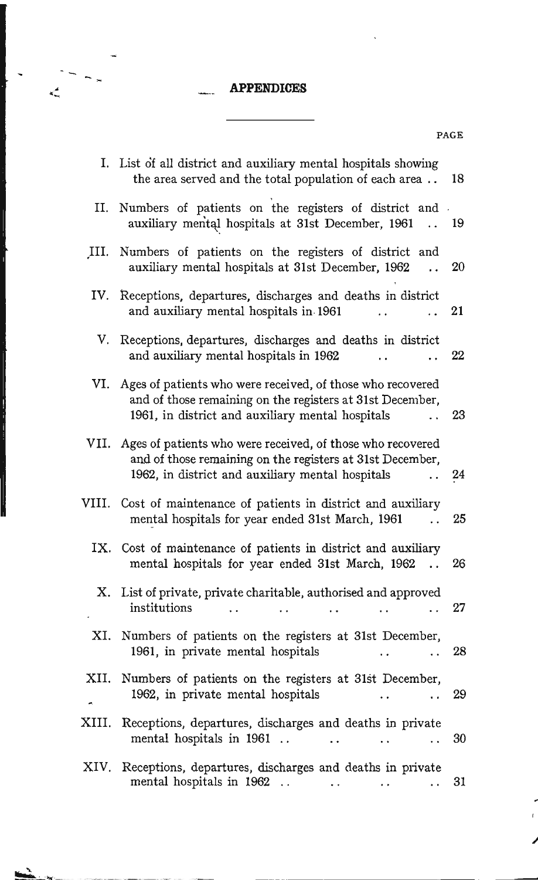# APPENDICES

| | | PAGE |
|---|---|---|
| I. | List of all district and auxiliary mental hospitals showing the area served and the total population of each area | 18 |
| II. | Numbers of patients on the registers of district and auxiliary mental hospitals at 31st December, 1961 | 19 |
| III. | Numbers of patients on the registers of district and auxiliary mental hospitals at 31st December, 1962 | 20 |
| IV. | Receptions, departures, discharges and deaths in district and auxiliary mental hospitals in 1961 | 21 |
| V. | Receptions, departures, discharges and deaths in district and auxiliary mental hospitals in 1962 | 22 |
| VI. | Ages of patients who were received, of those who recovered and of those remaining on the registers at 31st December, 1961, in district and auxiliary mental hospitals | 23 |
| VII. | Ages of patients who were received, of those who recovered and of those remaining on the registers at 31st December, 1962, in district and auxiliary mental hospitals | 24 |
| VIII. | Cost of maintenance of patients in district and auxiliary mental hospitals for year ended 31st March, 1961 | 25 |
| IX. | Cost of maintenance of patients in district and auxiliary mental hospitals for year ended 31st March, 1962 | 26 |
| X. | List of private, private charitable, authorised and approved institutions | 27 |
| XI. | Numbers of patients on the registers at 31st December, 1961, in private mental hospitals | 28 |
| XII. | Numbers of patients on the registers at 31st December, 1962, in private mental hospitals | 29 |
| XIII. | Receptions, departures, discharges and deaths in private mental hospitals in 1961 | 30 |
| XIV. | Receptions, departures, discharges and deaths in private mental hospitals in 1962 | 31 |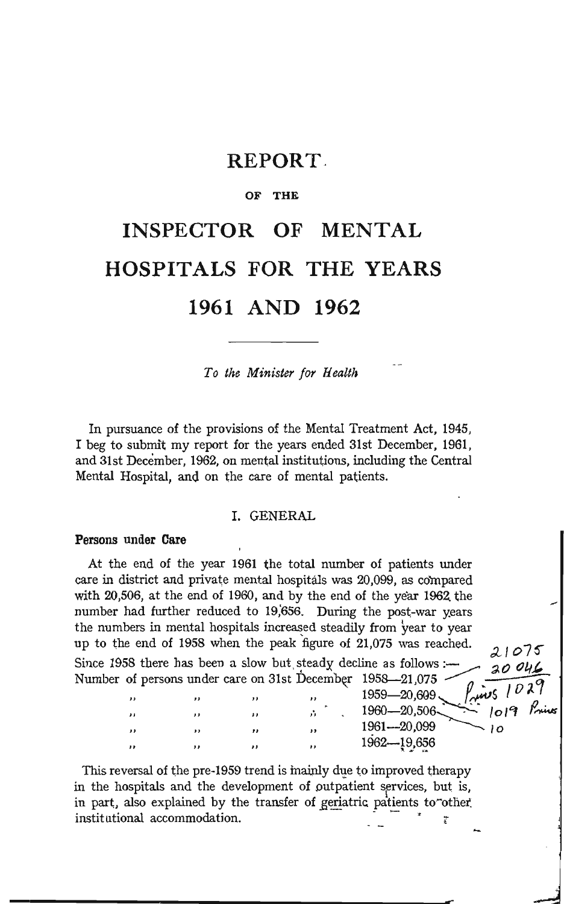# REPORT

OF THE

# INSPECTOR OF MENTAL HOSPITALS FOR THE YEARS 1961 AND 1962

*To the Minister for Health*

In pursuance of the provisions of the Mental Treatment Act, 1945, I beg to submit my report for the years ended 31st December, 1961, and 31st December, 1962, on mental institutions, including the Central Mental Hospital, and on the care of mental patients.

## I. GENERAL

### Persons under Care

At the end of the year 1961 the total number of patients under care in district and private mental hospitals was 20,099, as compared with 20,506, at the end of 1960, and by the end of the year 1962 the number had further reduced to 19,656. During the post-war years the numbers in mental hospitals increased steadily from year to year up to the end of 1958 when the peak figure of 21,075 was reached. Since 1958 there has been a slow but steady decline as follows:—

Number of persons under care on 31st December 1958—21,075
" " " " 1959—20,609
" " " " 1960—20,506
" " " " 1961—20,099
" " " " 1962—19,656

This reversal of the pre-1959 trend is mainly due to improved therapy in the hospitals and the development of outpatient services, but is, in part, also explained by the transfer of geriatric patients to other institutional accommodation.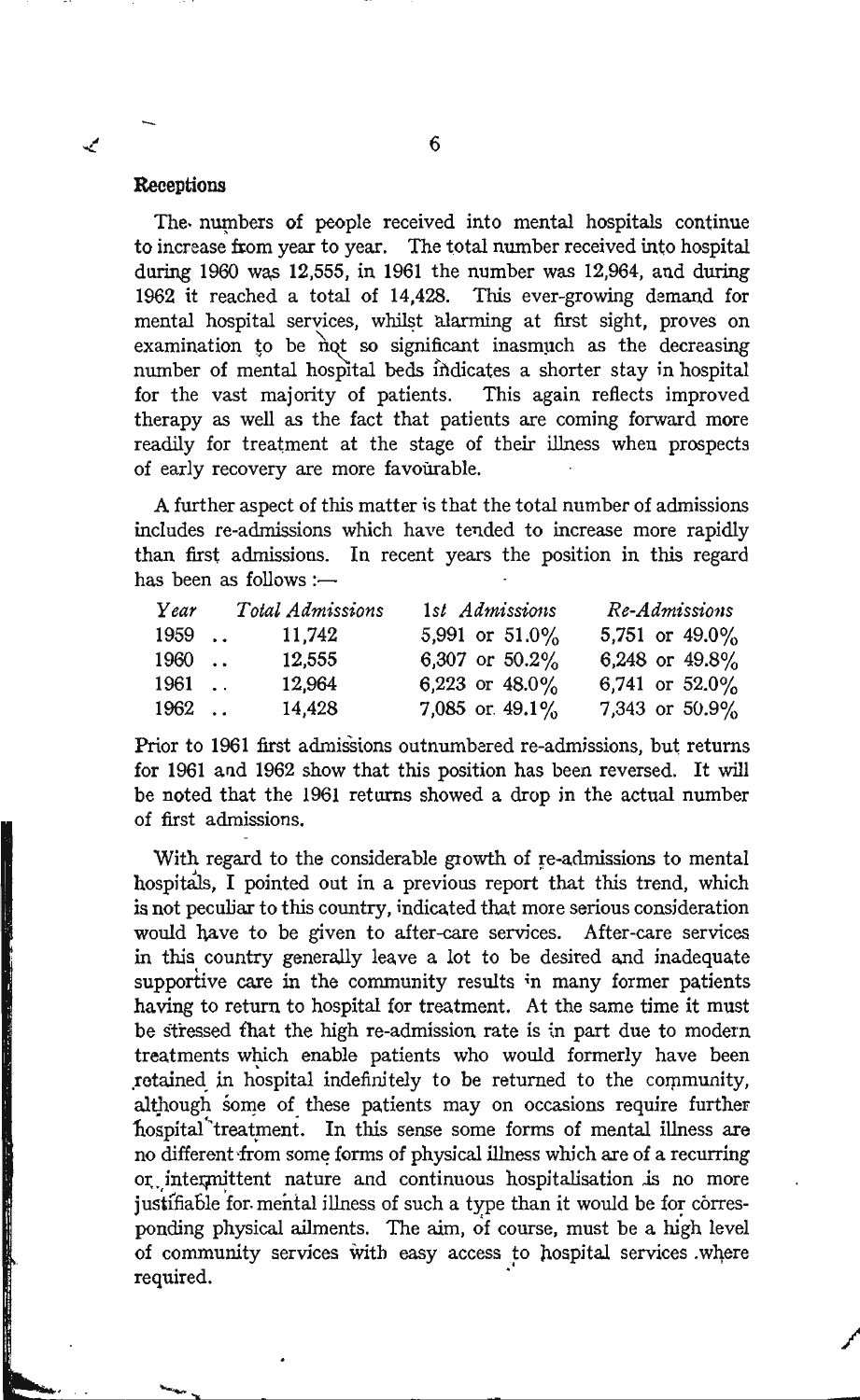### Receptions

The numbers of people received into mental hospitals continue to increase from year to year. The total number received into hospital during 1960 was 12,555, in 1961 the number was 12,964, and during 1962 it reached a total of 14,428. This ever-growing demand for mental hospital services, whilst alarming at first sight, proves on examination to be not so significant inasmuch as the decreasing number of mental hospital beds indicates a shorter stay in hospital for the vast majority of patients. This again reflects improved therapy as well as the fact that patients are coming forward more readily for treatment at the stage of their illness when prospects of early recovery are more favourable.

A further aspect of this matter is that the total number of admissions includes re-admissions which have tended to increase more rapidly than first admissions. In recent years the position in this regard has been as follows :—

| *Year* | *Total Admissions* | *1st Admissions* | *Re-Admissions* |
|---|---|---|---|
| 1959 .. | 11,742 | 5,991 or 51.0% | 5,751 or 49.0% |
| 1960 .. | 12,555 | 6,307 or 50.2% | 6,248 or 49.8% |
| 1961 .. | 12,964 | 6,223 or 48.0% | 6,741 or 52.0% |
| 1962 .. | 14,428 | 7,085 or 49.1% | 7,343 or 50.9% |

Prior to 1961 first admissions outnumbered re-admissions, but returns for 1961 and 1962 show that this position has been reversed. It will be noted that the 1961 returns showed a drop in the actual number of first admissions.

With regard to the considerable growth of re-admissions to mental hospitals, I pointed out in a previous report that this trend, which is not peculiar to this country, indicated that more serious consideration would have to be given to after-care services. After-care services in this country generally leave a lot to be desired and inadequate supportive care in the community results in many former patients having to return to hospital for treatment. At the same time it must be stressed that the high re-admission rate is in part due to modern treatments which enable patients who would formerly have been retained in hospital indefinitely to be returned to the community, although some of these patients may on occasions require further hospital treatment. In this sense some forms of mental illness are no different from some forms of physical illness which are of a recurring or intermittent nature and continuous hospitalisation is no more justifiable for mental illness of such a type than it would be for corresponding physical ailments. The aim, of course, must be a high level of community services with easy access to hospital services where required.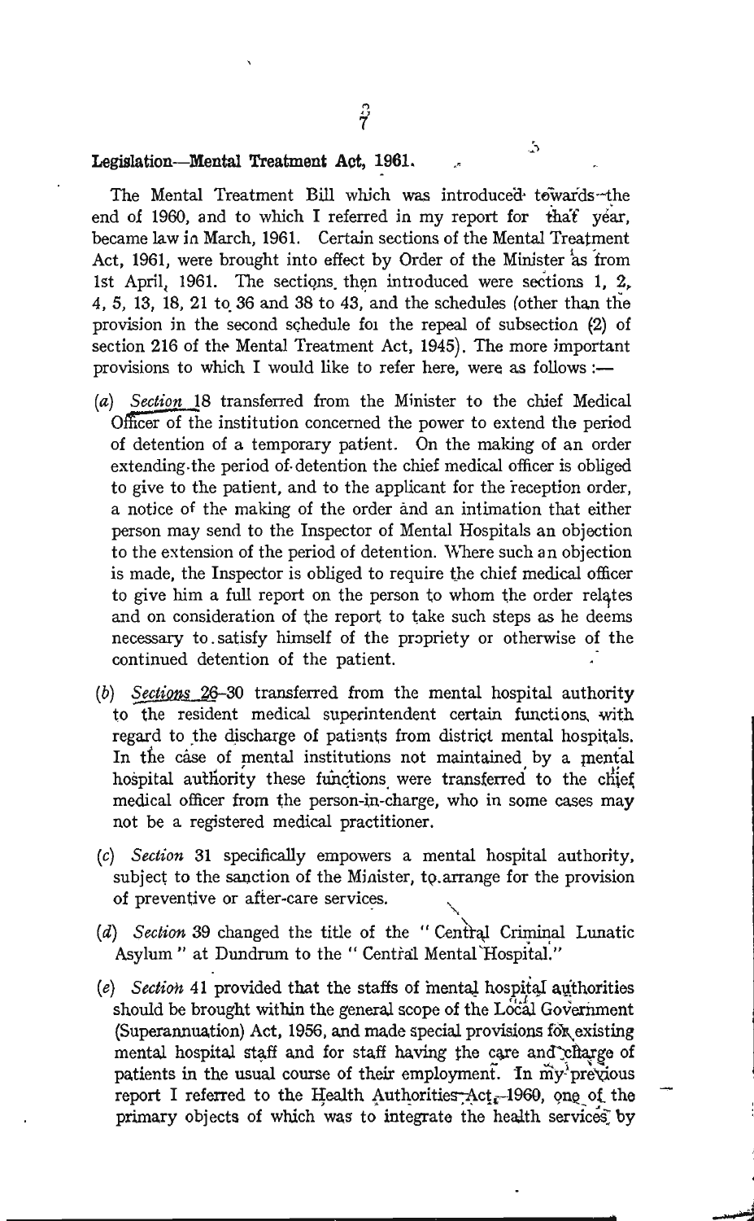**Legislation—Mental Treatment Act, 1961.**

The Mental Treatment Bill which was introduced towards the end of 1960, and to which I referred in my report for that year, became law in March, 1961. Certain sections of the Mental Treatment Act, 1961, were brought into effect by Order of the Minister as from 1st April, 1961. The sections then introduced were sections 1, 2, 4, 5, 13, 18, 21 to 36 and 38 to 43, and the schedules (other than the provision in the second schedule for the repeal of subsection (2) of section 216 of the Mental Treatment Act, 1945). The more important provisions to which I would like to refer here, were as follows :—

(*a*) *Section* 18 transferred from the Minister to the chief Medical Officer of the institution concerned the power to extend the period of detention of a temporary patient. On the making of an order extending the period of detention the chief medical officer is obliged to give to the patient, and to the applicant for the reception order, a notice of the making of the order and an intimation that either person may send to the Inspector of Mental Hospitals an objection to the extension of the period of detention. Where such an objection is made, the Inspector is obliged to require the chief medical officer to give him a full report on the person to whom the order relates and on consideration of the report to take such steps as he deems necessary to satisfy himself of the propriety or otherwise of the continued detention of the patient.

(*b*) *Sections* 26–30 transferred from the mental hospital authority to the resident medical superintendent certain functions with regard to the discharge of patients from district mental hospitals. In the case of mental institutions not maintained by a mental hospital authority these functions were transferred to the chief medical officer from the person-in-charge, who in some cases may not be a registered medical practitioner.

(*c*) *Section* 31 specifically empowers a mental hospital authority, subject to the sanction of the Minister, to arrange for the provision of preventive or after-care services.

(*d*) *Section* 39 changed the title of the " Central Criminal Lunatic Asylum " at Dundrum to the " Central Mental Hospital."

(*e*) *Section* 41 provided that the staffs of mental hospital authorities should be brought within the general scope of the Local Government (Superannuation) Act, 1956, and made special provisions for existing mental hospital staff and for staff having the care and charge of patients in the usual course of their employment. In my previous report I referred to the Health Authorities Act, 1960, one of the primary objects of which was to integrate the health services by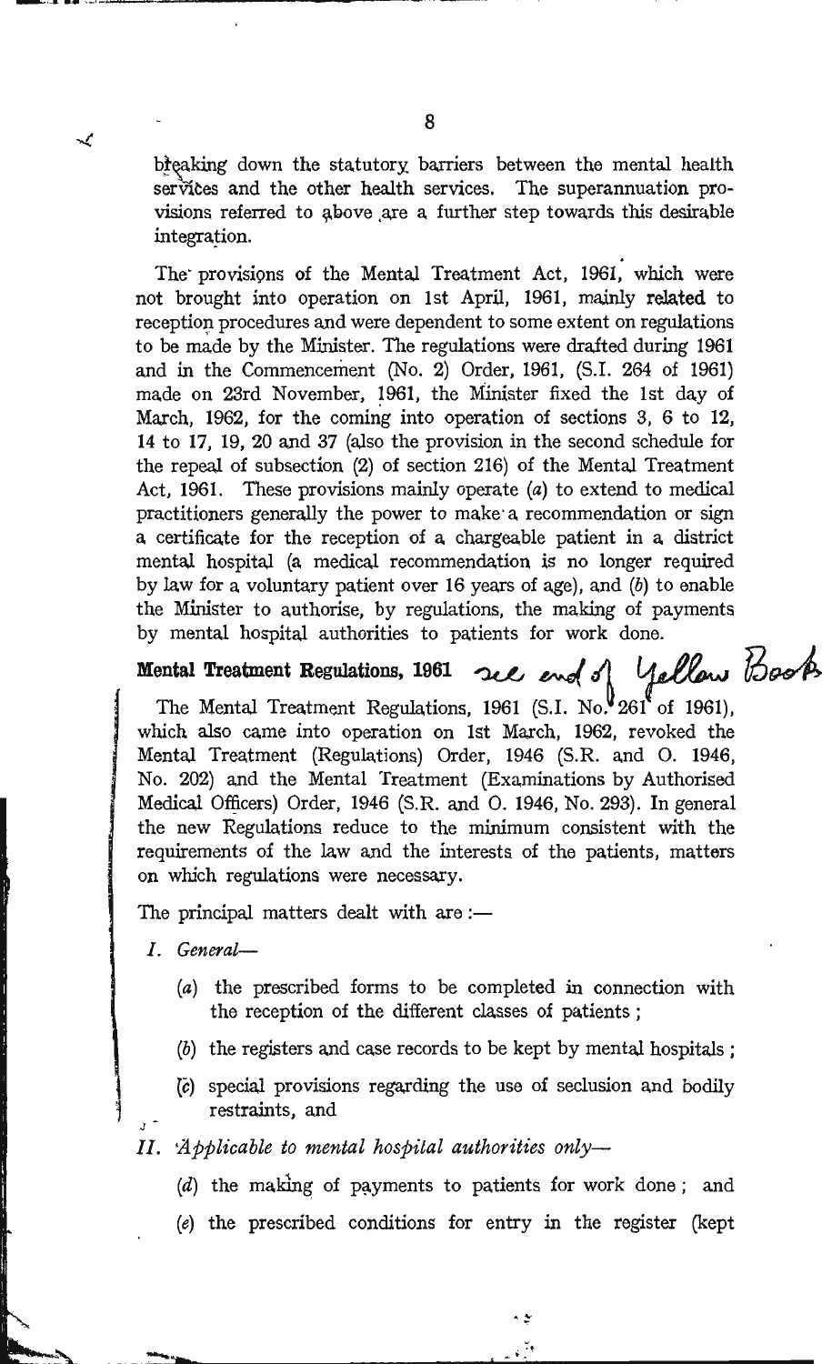breaking down the statutory barriers between the mental health services and the other health services. The superannuation provisions referred to above are a further step towards this desirable integration.

The provisions of the Mental Treatment Act, 1961, which were not brought into operation on 1st April, 1961, mainly related to reception procedures and were dependent to some extent on regulations to be made by the Minister. The regulations were drafted during 1961 and in the Commencement (No. 2) Order, 1961, (S.I. 264 of 1961) made on 23rd November, 1961, the Minister fixed the 1st day of March, 1962, for the coming into operation of sections 3, 6 to 12, 14 to 17, 19, 20 and 37 (also the provision in the second schedule for the repeal of subsection (2) of section 216) of the Mental Treatment Act, 1961. These provisions mainly operate (*a*) to extend to medical practitioners generally the power to make a recommendation or sign a certificate for the reception of a chargeable patient in a district mental hospital (a medical recommendation is no longer required by law for a voluntary patient over 16 years of age), and (*b*) to enable the Minister to authorise, by regulations, the making of payments by mental hospital authorities to patients for work done.

**Mental Treatment Regulations, 1961** see end of Yellow Book

The Mental Treatment Regulations, 1961 (S.I. No. 261 of 1961), which also came into operation on 1st March, 1962, revoked the Mental Treatment (Regulations) Order, 1946 (S.R. and O. 1946, No. 202) and the Mental Treatment (Examinations by Authorised Medical Officers) Order, 1946 (S.R. and O. 1946, No. 293). In general the new Regulations reduce to the minimum consistent with the requirements of the law and the interests of the patients, matters on which regulations were necessary.

The principal matters dealt with are :—

*I. General*—

(*a*) the prescribed forms to be completed in connection with the reception of the different classes of patients ;

(*b*) the registers and case records to be kept by mental hospitals ;

(*c*) special provisions regarding the use of seclusion and bodily restraints, and

*II. Applicable to mental hospital authorities only*—

(*d*) the making of payments to patients for work done ; and

(*e*) the prescribed conditions for entry in the register (kept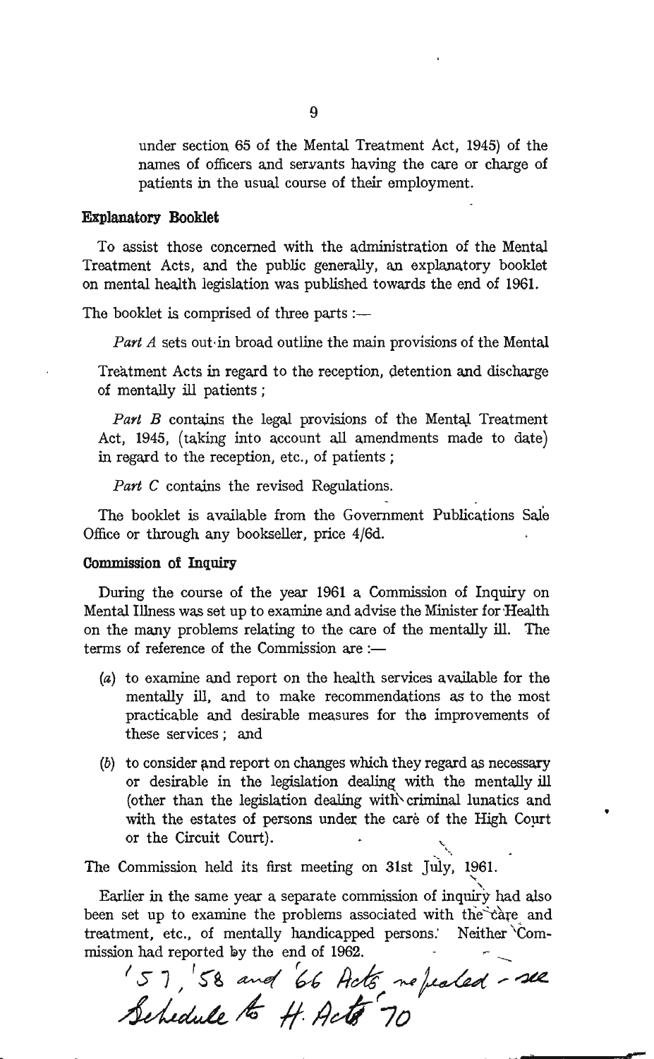under section 65 of the Mental Treatment Act, 1945) of the names of officers and servants having the care or charge of patients in the usual course of their employment.

### Explanatory Booklet

To assist those concerned with the administration of the Mental Treatment Acts, and the public generally, an explanatory booklet on mental health legislation was published towards the end of 1961.

The booklet is comprised of three parts :—

*Part A* sets out in broad outline the main provisions of the Mental Treatment Acts in regard to the reception, detention and discharge of mentally ill patients ;

*Part B* contains the legal provisions of the Mental Treatment Act, 1945, (taking into account all amendments made to date) in regard to the reception, etc., of patients ;

*Part C* contains the revised Regulations.

The booklet is available from the Government Publications Sale Office or through any bookseller, price 4/6d.

### Commission of Inquiry

During the course of the year 1961 a Commission of Inquiry on Mental Illness was set up to examine and advise the Minister for Health on the many problems relating to the care of the mentally ill. The terms of reference of the Commission are :—

(*a*) to examine and report on the health services available for the mentally ill, and to make recommendations as to the most practicable and desirable measures for the improvements of these services ; and

(*b*) to consider and report on changes which they regard as necessary or desirable in the legislation dealing with the mentally ill (other than the legislation dealing with criminal lunatics and with the estates of persons under the care of the High Court or the Circuit Court).

The Commission held its first meeting on 31st July, 1961.

Earlier in the same year a separate commission of inquiry had also been set up to examine the problems associated with the care and treatment, etc., of mentally handicapped persons. Neither Commission had reported by the end of 1962.

'57, '58 and '66 Acts repealed – see Schedule to H. Acts '70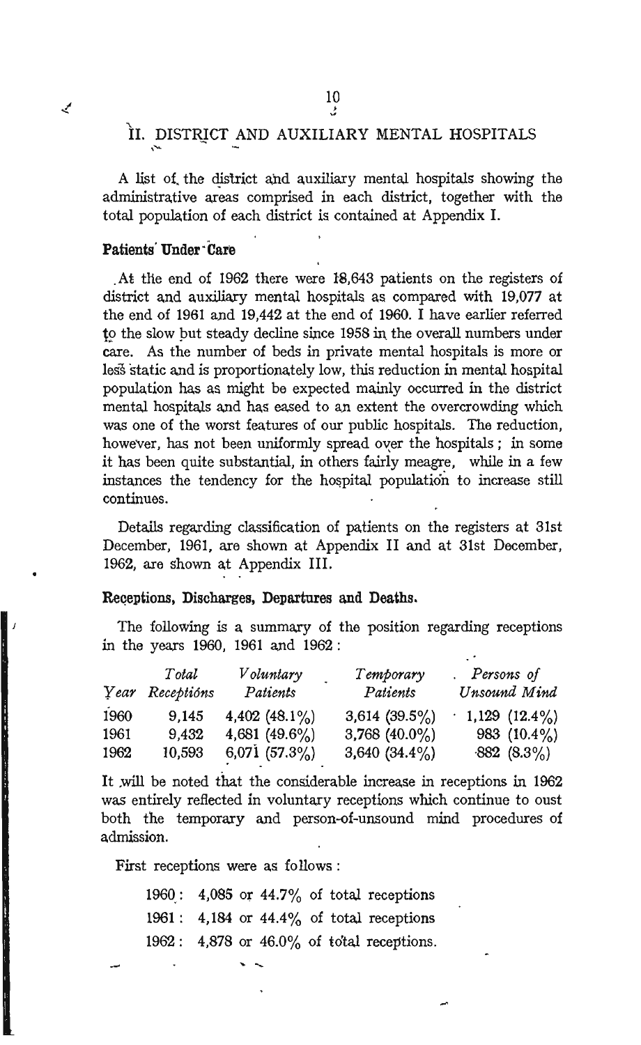## II. DISTRICT AND AUXILIARY MENTAL HOSPITALS

A list of the district and auxiliary mental hospitals showing the administrative areas comprised in each district, together with the total population of each district is contained at Appendix I.

### Patients Under Care

At the end of 1962 there were 18,643 patients on the registers of district and auxiliary mental hospitals as compared with 19,077 at the end of 1961 and 19,442 at the end of 1960. I have earlier referred to the slow but steady decline since 1958 in the overall numbers under care. As the number of beds in private mental hospitals is more or less static and is proportionately low, this reduction in mental hospital population has as might be expected mainly occurred in the district mental hospitals and has eased to an extent the overcrowding which was one of the worst features of our public hospitals. The reduction, however, has not been uniformly spread over the hospitals; in some it has been quite substantial, in others fairly meagre, while in a few instances the tendency for the hospital population to increase still continues.

Details regarding classification of patients on the registers at 31st December, 1961, are shown at Appendix II and at 31st December, 1962, are shown at Appendix III.

### Receptions, Discharges, Departures and Deaths.

The following is a summary of the position regarding receptions in the years 1960, 1961 and 1962:

| *Year* | *Total Receptions* | *Voluntary Patients* | *Temporary Patients* | *Persons of Unsound Mind* |
|---|---|---|---|---|
| 1960 | 9,145 | 4,402 (48.1%) | 3,614 (39.5%) | 1,129 (12.4%) |
| 1961 | 9,432 | 4,681 (49.6%) | 3,768 (40.0%) | 983 (10.4%) |
| 1962 | 10,593 | 6,071 (57.3%) | 3,640 (34.4%) | 882 (8.3%) |

It will be noted that the considerable increase in receptions in 1962 was entirely reflected in voluntary receptions which continue to oust both the temporary and person-of-unsound mind procedures of admission.

First receptions were as follows:

1960: 4,085 or 44.7% of total receptions
1961: 4,184 or 44.4% of total receptions
1962: 4,878 or 46.0% of total receptions.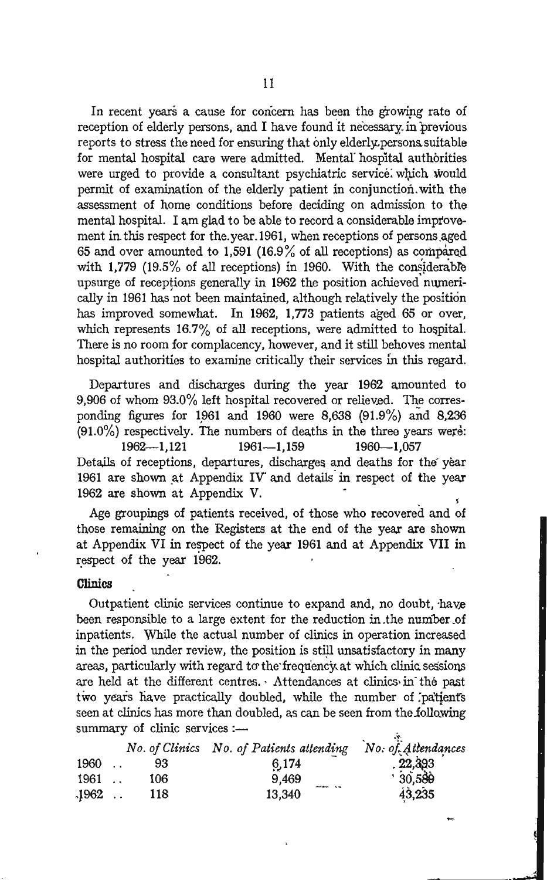In recent years a cause for concern has been the growing rate of reception of elderly persons, and I have found it necessary in previous reports to stress the need for ensuring that only elderly persons suitable for mental hospital care were admitted. Mental hospital authorities were urged to provide a consultant psychiatric service which would permit of examination of the elderly patient in conjunction with the assessment of home conditions before deciding on admission to the mental hospital. I am glad to be able to record a considerable improvement in this respect for the year 1961, when receptions of persons aged 65 and over amounted to 1,591 (16.9% of all receptions) as compared with 1,779 (19.5% of all receptions) in 1960. With the considerable upsurge of receptions generally in 1962 the position achieved numerically in 1961 has not been maintained, although relatively the position has improved somewhat. In 1962, 1,773 patients aged 65 or over, which represents 16.7% of all receptions, were admitted to hospital. There is no room for complacency, however, and it still behoves mental hospital authorities to examine critically their services in this regard.

Departures and discharges during the year 1962 amounted to 9,906 of whom 93.0% left hospital recovered or relieved. The corresponding figures for 1961 and 1960 were 8,638 (91.9%) and 8,236 (91.0%) respectively. The numbers of deaths in the three years were:

1962—1,121 1961—1,159 1960—1,057

Details of receptions, departures, discharges and deaths for the year 1961 are shown at Appendix IV and details in respect of the year 1962 are shown at Appendix V.

Age groupings of patients received, of those who recovered and of those remaining on the Registers at the end of the year are shown at Appendix VI in respect of the year 1961 and at Appendix VII in respect of the year 1962.

### Clinics

Outpatient clinic services continue to expand and, no doubt, have been responsible to a large extent for the reduction in the number of inpatients. While the actual number of clinics in operation increased in the period under review, the position is still unsatisfactory in many areas, particularly with regard to the frequency at which clinic sessions are held at the different centres. Attendances at clinics in the past two years have practically doubled, while the number of patients seen at clinics has more than doubled, as can be seen from the following summary of clinic services :—

| | *No. of Clinics* | *No. of Patients attending* | *No. of Attendances* |
|---|---|---|---|
| 1960 .. | 93 | 6,174 | 22,393 |
| 1961 .. | 106 | 9,469 | 30,589 |
| 1962 .. | 118 | 13,340 | 43,235 |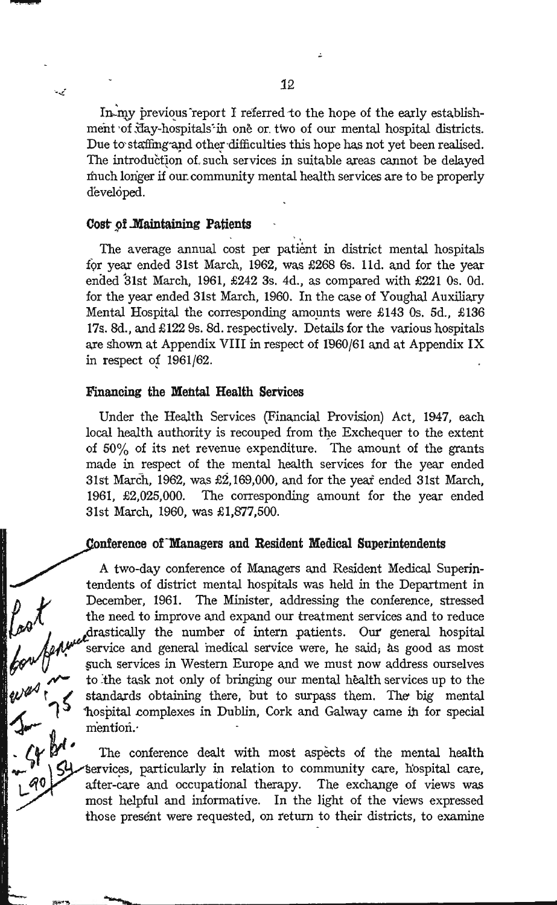In my previous report I referred to the hope of the early establishment of day-hospitals in one or two of our mental hospital districts. Due to staffing and other difficulties this hope has not yet been realised. The introduction of such services in suitable areas cannot be delayed much longer if our community mental health services are to be properly developed.

### Cost of Maintaining Patients

The average annual cost per patient in district mental hospitals for year ended 31st March, 1962, was £268 6s. 11d. and for the year ended 31st March, 1961, £242 3s. 4d., as compared with £221 0s. 0d. for the year ended 31st March, 1960. In the case of Youghal Auxiliary Mental Hospital the corresponding amounts were £143 0s. 5d., £136 17s. 8d., and £122 9s. 8d. respectively. Details for the various hospitals are shown at Appendix VIII in respect of 1960/61 and at Appendix IX in respect of 1961/62.

### Financing the Mental Health Services

Under the Health Services (Financial Provision) Act, 1947, each local health authority is recouped from the Exchequer to the extent of 50% of its net revenue expenditure. The amount of the grants made in respect of the mental health services for the year ended 31st March, 1962, was £2,169,000, and for the year ended 31st March, 1961, £2,025,000. The corresponding amount for the year ended 31st March, 1960, was £1,877,500.

### Conference of Managers and Resident Medical Superintendents

A two-day conference of Managers and Resident Medical Superintendents of district mental hospitals was held in the Department in December, 1961. The Minister, addressing the conference, stressed the need to improve and expand our treatment services and to reduce drastically the number of intern patients. Our general hospital service and general medical service were, he said, as good as most such services in Western Europe and we must now address ourselves to the task not only of bringing our mental health services up to the standards obtaining there, but to surpass them. The big mental hospital complexes in Dublin, Cork and Galway came in for special mention.

The conference dealt with most aspects of the mental health services, particularly in relation to community care, hospital care, after-care and occupational therapy. The exchange of views was most helpful and informative. In the light of the views expressed those present were requested, on return to their districts, to examine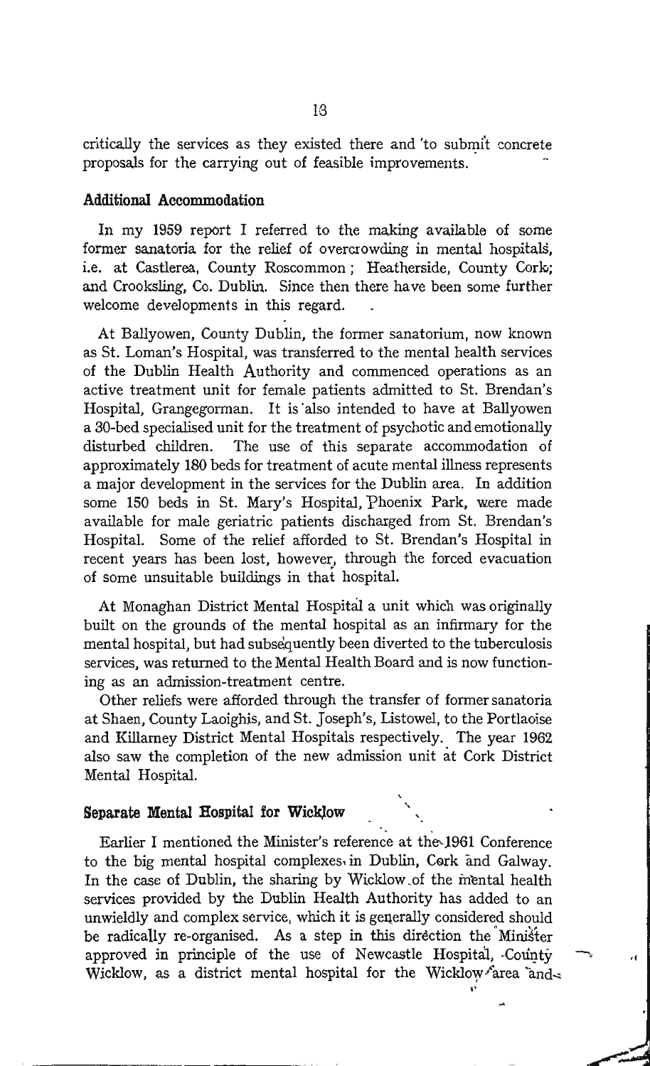critically the services as they existed there and 'to submit concrete proposals for the carrying out of feasible improvements.

### Additional Accommodation

In my 1959 report I referred to the making available of some former sanatoria for the relief of overcrowding in mental hospitals, i.e. at Castlerea, County Roscommon; Heatherside, County Cork; and Crooksling, Co. Dublin. Since then there have been some further welcome developments in this regard.

At Ballyowen, County Dublin, the former sanatorium, now known as St. Loman's Hospital, was transferred to the mental health services of the Dublin Health Authority and commenced operations as an active treatment unit for female patients admitted to St. Brendan's Hospital, Grangegorman. It is also intended to have at Ballyowen a 30-bed specialised unit for the treatment of psychotic and emotionally disturbed children. The use of this separate accommodation of approximately 180 beds for treatment of acute mental illness represents a major development in the services for the Dublin area. In addition some 150 beds in St. Mary's Hospital, Phoenix Park, were made available for male geriatric patients discharged from St. Brendan's Hospital. Some of the relief afforded to St. Brendan's Hospital in recent years has been lost, however, through the forced evacuation of some unsuitable buildings in that hospital.

At Monaghan District Mental Hospital a unit which was originally built on the grounds of the mental hospital as an infirmary for the mental hospital, but had subsequently been diverted to the tuberculosis services, was returned to the Mental Health Board and is now functioning as an admission-treatment centre.

Other reliefs were afforded through the transfer of former sanatoria at Shaen, County Laoighis, and St. Joseph's, Listowel, to the Portlaoise and Killarney District Mental Hospitals respectively. The year 1962 also saw the completion of the new admission unit at Cork District Mental Hospital.

### Separate Mental Hospital for Wicklow

Earlier I mentioned the Minister's reference at the 1961 Conference to the big mental hospital complexes in Dublin, Cork and Galway. In the case of Dublin, the sharing by Wicklow of the mental health services provided by the Dublin Health Authority has added to an unwieldly and complex service, which it is generally considered should be radically re-organised. As a step in this direction the Minister approved in principle of the use of Newcastle Hospital, County Wicklow, as a district mental hospital for the Wicklow area and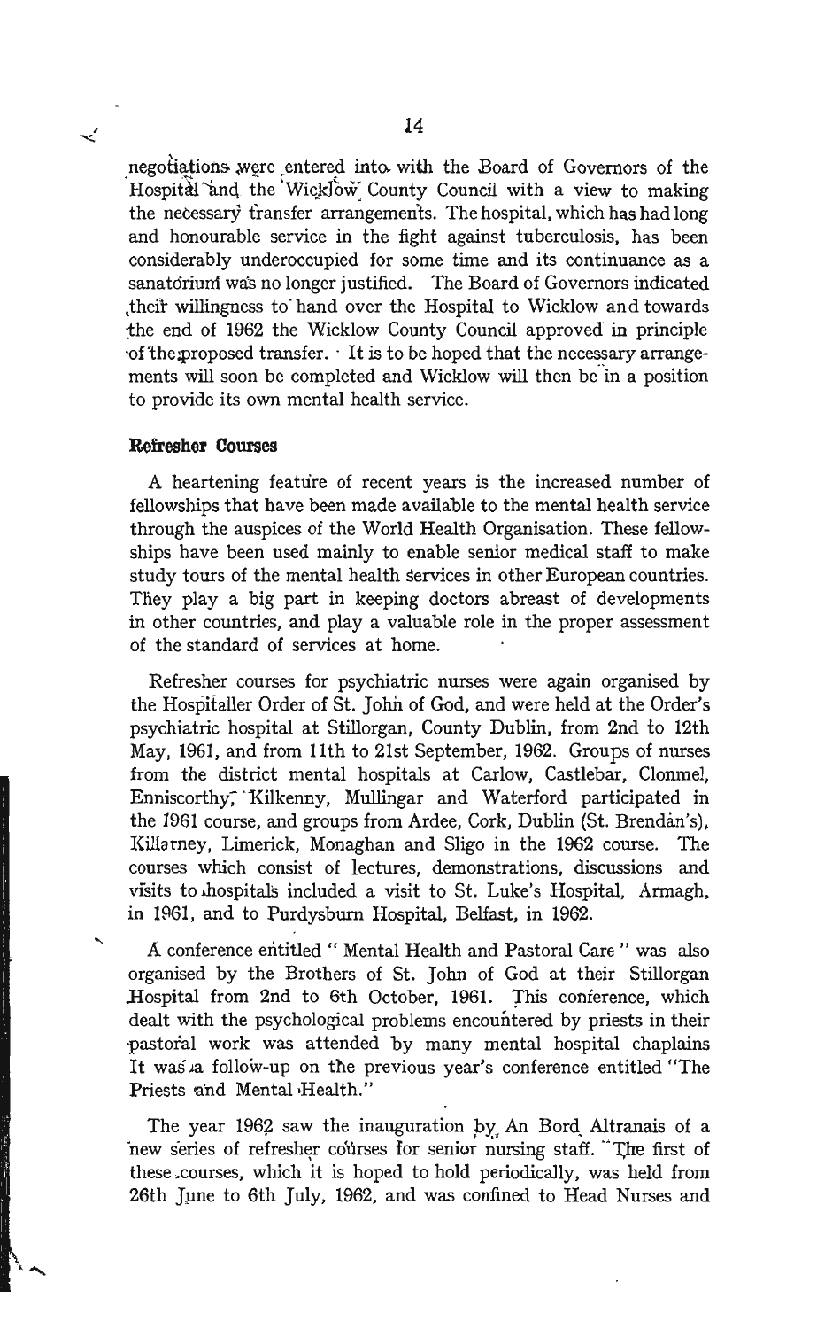negotiations were entered into with the Board of Governors of the Hospital and the Wicklow County Council with a view to making the necessary transfer arrangements. The hospital, which has had long and honourable service in the fight against tuberculosis, has been considerably underoccupied for some time and its continuance as a sanatorium was no longer justified. The Board of Governors indicated their willingness to hand over the Hospital to Wicklow and towards the end of 1962 the Wicklow County Council approved in principle of the proposed transfer. It is to be hoped that the necessary arrangements will soon be completed and Wicklow will then be in a position to provide its own mental health service.

#### Refresher Courses

A heartening feature of recent years is the increased number of fellowships that have been made available to the mental health service through the auspices of the World Health Organisation. These fellowships have been used mainly to enable senior medical staff to make study tours of the mental health services in other European countries. They play a big part in keeping doctors abreast of developments in other countries, and play a valuable role in the proper assessment of the standard of services at home.

Refresher courses for psychiatric nurses were again organised by the Hospitaller Order of St. John of God, and were held at the Order's psychiatric hospital at Stillorgan, County Dublin, from 2nd to 12th May, 1961, and from 11th to 21st September, 1962. Groups of nurses from the district mental hospitals at Carlow, Castlebar, Clonmel, Enniscorthy, Kilkenny, Mullingar and Waterford participated in the 1961 course, and groups from Ardee, Cork, Dublin (St. Brendan's), Killarney, Limerick, Monaghan and Sligo in the 1962 course. The courses which consist of lectures, demonstrations, discussions and visits to hospitals included a visit to St. Luke's Hospital, Armagh, in 1961, and to Purdysburn Hospital, Belfast, in 1962.

A conference entitled " Mental Health and Pastoral Care " was also organised by the Brothers of St. John of God at their Stillorgan Hospital from 2nd to 6th October, 1961. This conference, which dealt with the psychological problems encountered by priests in their pastoral work was attended by many mental hospital chaplains It was a follow-up on the previous year's conference entitled "The Priests and Mental Health."

The year 1962 saw the inauguration by An Bord Altranais of a new series of refresher courses for senior nursing staff. The first of these courses, which it is hoped to hold periodically, was held from 26th June to 6th July, 1962, and was confined to Head Nurses and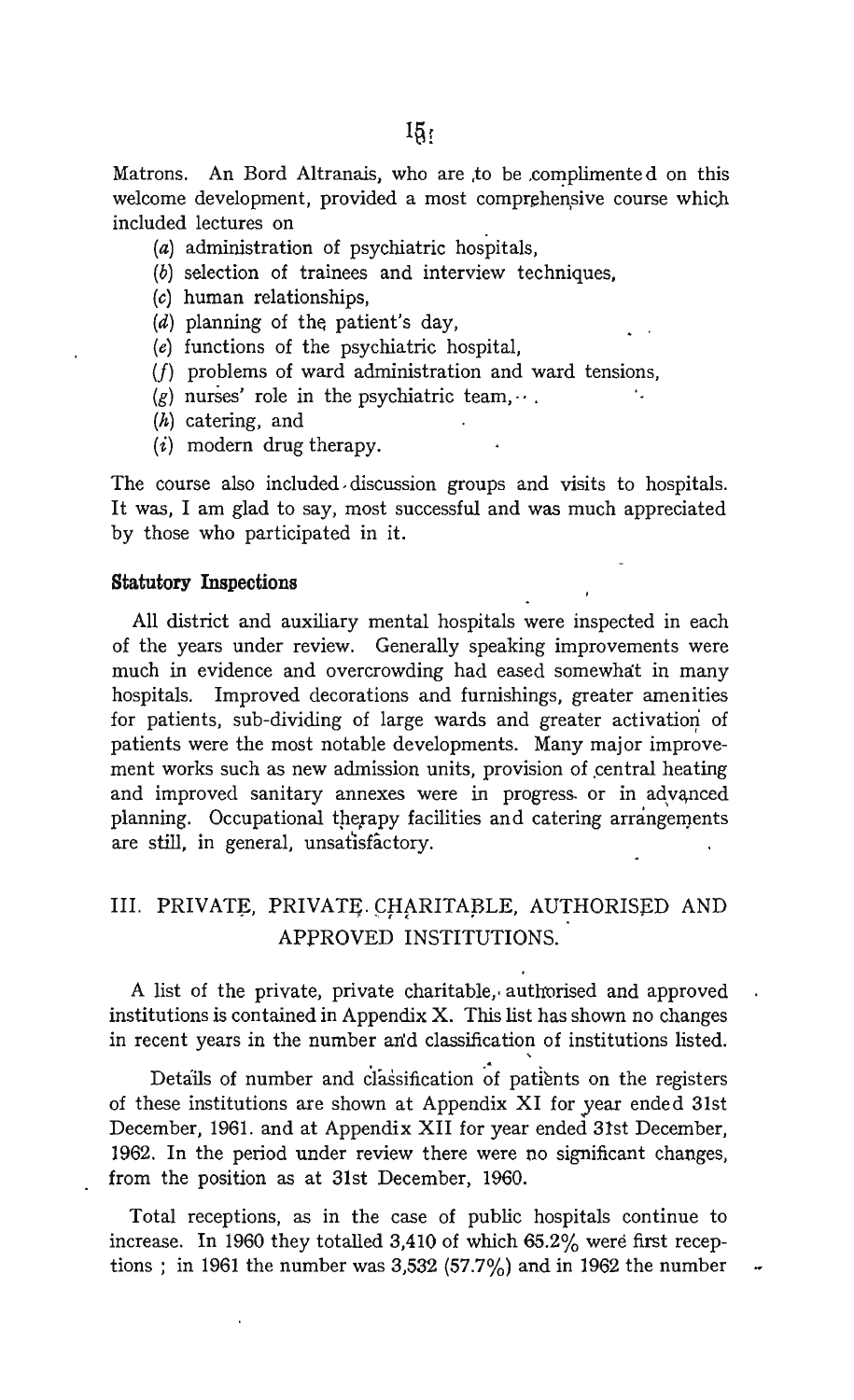Matrons. An Bord Altranais, who are to be complimented on this welcome development, provided a most comprehensive course which included lectures on

(a) administration of psychiatric hospitals,
(b) selection of trainees and interview techniques,
(c) human relationships,
(d) planning of the patient's day,
(e) functions of the psychiatric hospital,
(f) problems of ward administration and ward tensions,
(g) nurses' role in the psychiatric team,
(h) catering, and
(i) modern drug therapy.

The course also included discussion groups and visits to hospitals. It was, I am glad to say, most successful and was much appreciated by those who participated in it.

**Statutory Inspections**

All district and auxiliary mental hospitals were inspected in each of the years under review. Generally speaking improvements were much in evidence and overcrowding had eased somewhat in many hospitals. Improved decorations and furnishings, greater amenities for patients, sub-dividing of large wards and greater activation of patients were the most notable developments. Many major improvement works such as new admission units, provision of central heating and improved sanitary annexes were in progress or in advanced planning. Occupational therapy facilities and catering arrangements are still, in general, unsatisfactory.

## III. PRIVATE, PRIVATE CHARITABLE, AUTHORISED AND APPROVED INSTITUTIONS.

A list of the private, private charitable, authorised and approved institutions is contained in Appendix X. This list has shown no changes in recent years in the number and classification of institutions listed.

Details of number and classification of patients on the registers of these institutions are shown at Appendix XI for year ended 31st December, 1961. and at Appendix XII for year ended 31st December, 1962. In the period under review there were no significant changes, from the position as at 31st December, 1960.

Total receptions, as in the case of public hospitals continue to increase. In 1960 they totalled 3,410 of which 65.2% were first receptions ; in 1961 the number was 3,532 (57.7%) and in 1962 the number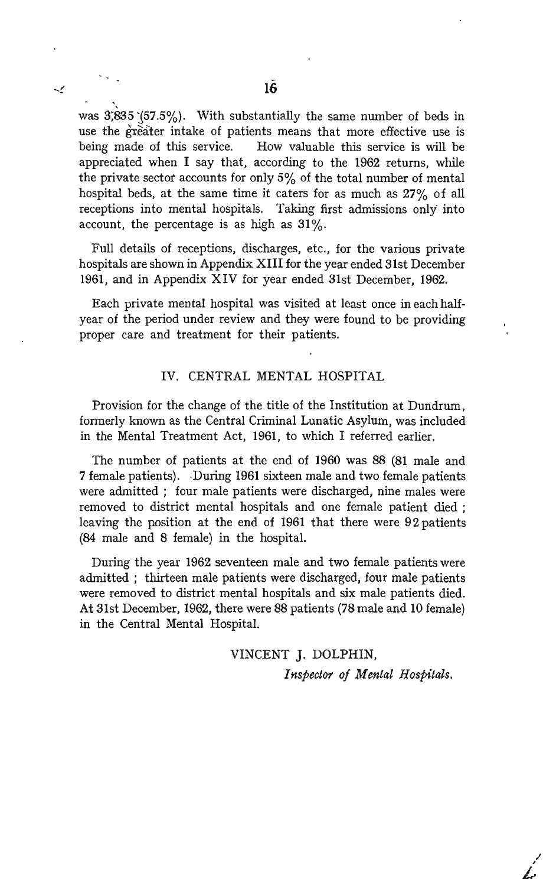was 3,835 (57.5%). With substantially the same number of beds in use the greater intake of patients means that more effective use is being made of this service. How valuable this service is will be appreciated when I say that, according to the 1962 returns, while the private sector accounts for only 5% of the total number of mental hospital beds, at the same time it caters for as much as 27% of all receptions into mental hospitals. Taking first admissions only into account, the percentage is as high as 31%.

Full details of receptions, discharges, etc., for the various private hospitals are shown in Appendix XIII for the year ended 31st December 1961, and in Appendix XIV for year ended 31st December, 1962.

Each private mental hospital was visited at least once in each half-year of the period under review and they were found to be providing proper care and treatment for their patients.

## IV. CENTRAL MENTAL HOSPITAL

Provision for the change of the title of the Institution at Dundrum, formerly known as the Central Criminal Lunatic Asylum, was included in the Mental Treatment Act, 1961, to which I referred earlier.

The number of patients at the end of 1960 was 88 (81 male and 7 female patients). During 1961 sixteen male and two female patients were admitted ; four male patients were discharged, nine males were removed to district mental hospitals and one female patient died ; leaving the position at the end of 1961 that there were 92 patients (84 male and 8 female) in the hospital.

During the year 1962 seventeen male and two female patients were admitted ; thirteen male patients were discharged, four male patients were removed to district mental hospitals and six male patients died. At 31st December, 1962, there were 88 patients (78 male and 10 female) in the Central Mental Hospital.

VINCENT J. DOLPHIN,
*Inspector of Mental Hospitals.*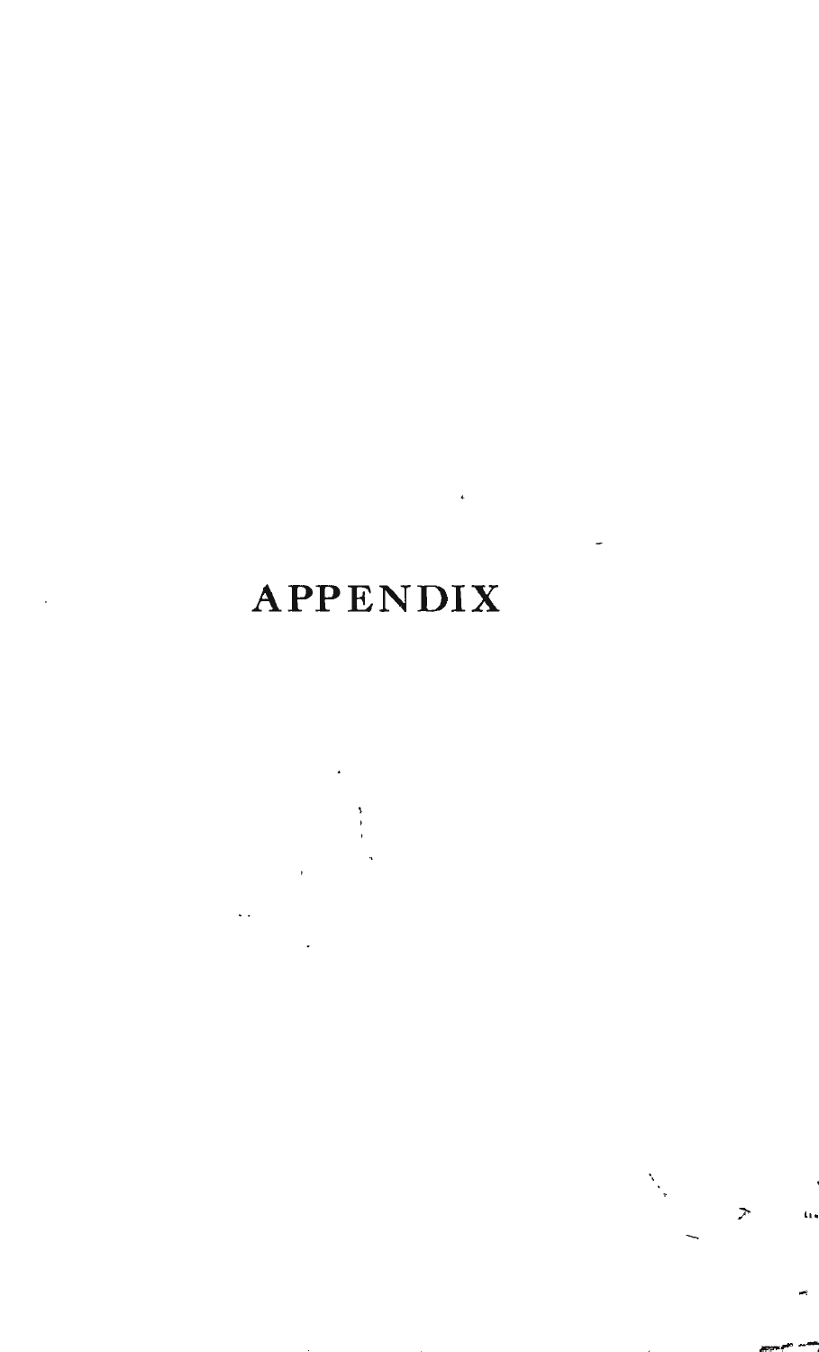# APPENDIX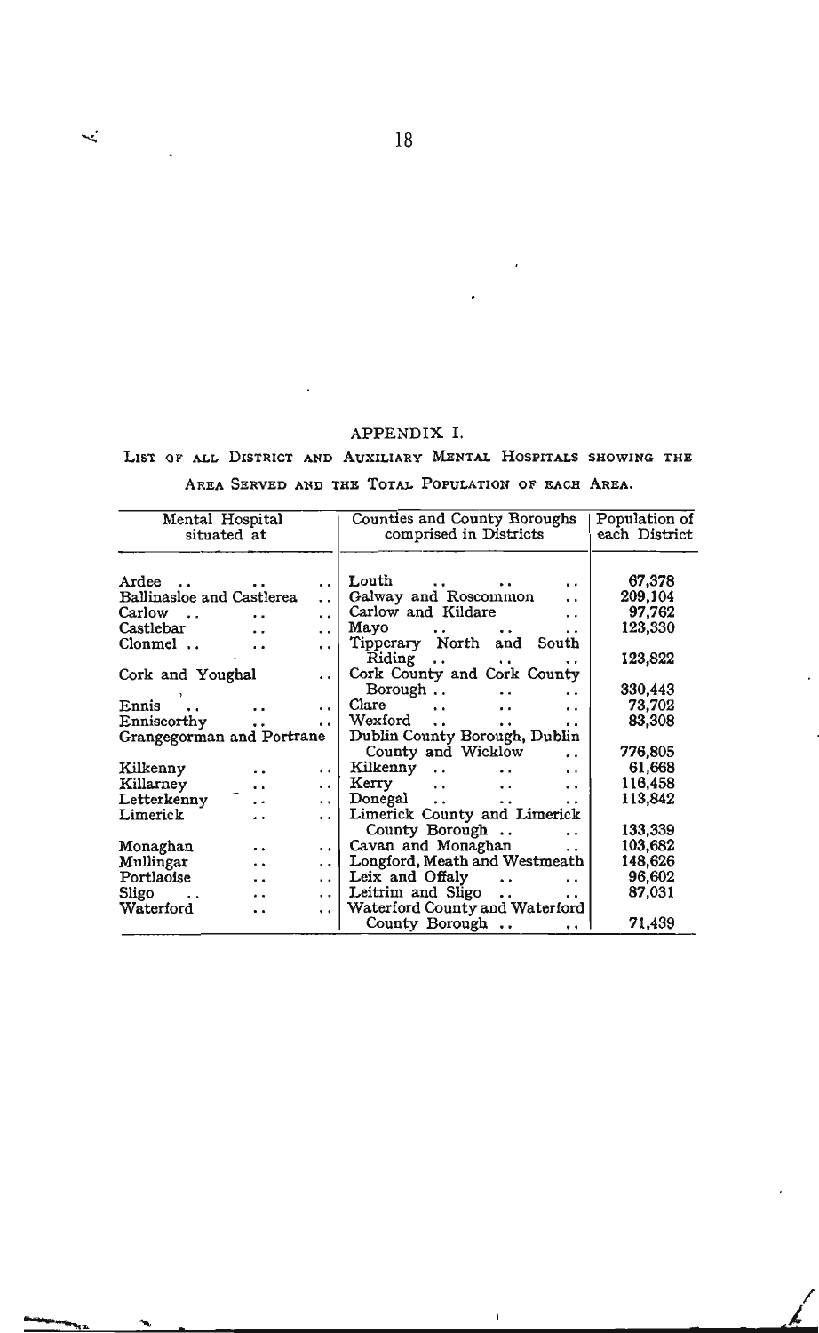## APPENDIX I.

LIST OF ALL DISTRICT AND AUXILIARY MENTAL HOSPITALS SHOWING THE AREA SERVED AND THE TOTAL POPULATION OF EACH AREA.

| Mental Hospital situated at | Counties and County Boroughs comprised in Districts | Population of each District |
|---|---|---|
| Ardee | Louth | 67,378 |
| Ballinasloe and Castlerea | Galway and Roscommon | 209,104 |
| Carlow | Carlow and Kildare | 97,762 |
| Castlebar | Mayo | 123,330 |
| Clonmel | Tipperary North and South Riding | 123,822 |
| Cork and Youghal | Cork County and Cork County Borough | 330,443 |
| Ennis | Clare | 73,702 |
| Enniscorthy | Wexford | 83,308 |
| Grangegorman and Portrane | Dublin County Borough, Dublin County and Wicklow | 776,805 |
| Kilkenny | Kilkenny | 61,668 |
| Killarney | Kerry | 116,458 |
| Letterkenny | Donegal | 113,842 |
| Limerick | Limerick County and Limerick County Borough | 133,339 |
| Monaghan | Cavan and Monaghan | 103,682 |
| Mullingar | Longford, Meath and Westmeath | 148,626 |
| Portlaoise | Leix and Offaly | 96,602 |
| Sligo | Leitrim and Sligo | 87,031 |
| Waterford | Waterford County and Waterford County Borough | 71,439 |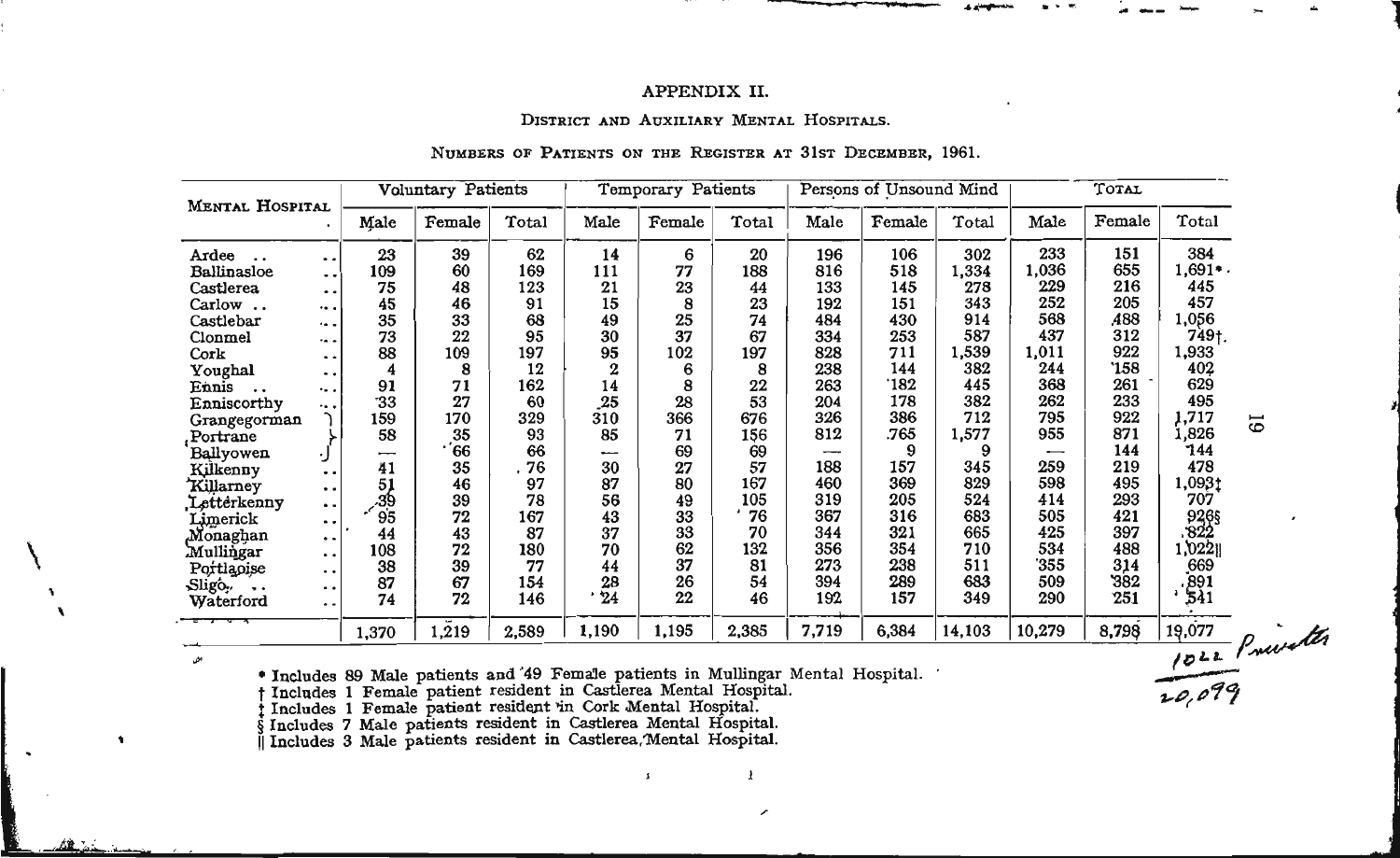# APPENDIX II.

## District and Auxiliary Mental Hospitals.

### Numbers of Patients on the Register at 31st December, 1961.

| Mental Hospital | Voluntary Patients | | | Temporary Patients | | | Persons of Unsound Mind | | | Total | | |
|---|---|---|---|---|---|---|---|---|---|---|---|---|
| | Male | Female | Total | Male | Female | Total | Male | Female | Total | Male | Female | Total |
| Ardee | 23 | 39 | 62 | 14 | 6 | 20 | 196 | 106 | 302 | 233 | 151 | 384 |
| Ballinasloe | 109 | 60 | 169 | 111 | 77 | 188 | 816 | 518 | 1,334 | 1,036 | 655 | 1,691* |
| Castlerea | 75 | 48 | 123 | 21 | 23 | 44 | 133 | 145 | 278 | 229 | 216 | 445 |
| Carlow | 45 | 46 | 91 | 15 | 8 | 23 | 192 | 151 | 343 | 252 | 205 | 457 |
| Castlebar | 35 | 33 | 68 | 49 | 25 | 74 | 484 | 430 | 914 | 568 | 488 | 1,056 |
| Clonmel | 73 | 22 | 95 | 30 | 37 | 67 | 334 | 253 | 587 | 437 | 312 | 749† |
| Cork | 88 | 109 | 197 | 95 | 102 | 197 | 828 | 711 | 1,539 | 1,011 | 922 | 1,933 |
| Youghal | 4 | 8 | 12 | 2 | 6 | 8 | 238 | 144 | 382 | 244 | 158 | 402 |
| Ennis | 91 | 71 | 162 | 14 | 8 | 22 | 263 | 182 | 445 | 368 | 261 | 629 |
| Enniscorthy | 33 | 27 | 60 | 25 | 28 | 53 | 204 | 178 | 382 | 262 | 233 | 495 |
| Grangegorman | 159 | 170 | 329 | 310 | 366 | 676 | 326 | 386 | 712 | 795 | 922 | 1,717 |
| Portrane | 58 | 35 | 93 | 85 | 71 | 156 | 812 | 765 | 1,577 | 955 | 871 | 1,826 |
| Ballyowen | — | 66 | 66 | — | 69 | 69 | — | 9 | 9 | — | 144 | 144 |
| Kilkenny | 41 | 35 | 76 | 30 | 27 | 57 | 188 | 157 | 345 | 259 | 219 | 478 |
| Killarney | 51 | 46 | 97 | 87 | 80 | 167 | 460 | 369 | 829 | 598 | 495 | 1,093‡ |
| Letterkenny | 39 | 39 | 78 | 56 | 49 | 105 | 319 | 205 | 524 | 414 | 293 | 707 |
| Limerick | 95 | 72 | 167 | 43 | 33 | 76 | 367 | 316 | 683 | 505 | 421 | 926§ |
| Monaghan | 44 | 43 | 87 | 37 | 33 | 70 | 344 | 321 | 665 | 425 | 397 | 822 |
| Mullingar | 108 | 72 | 180 | 70 | 62 | 132 | 356 | 354 | 710 | 534 | 488 | 1,022‖ |
| Portlaoise | 38 | 39 | 77 | 44 | 37 | 81 | 273 | 238 | 511 | 355 | 314 | 669 |
| Sligo | 87 | 67 | 154 | 28 | 26 | 54 | 394 | 289 | 683 | 509 | 382 | 891 |
| Waterford | 74 | 72 | 146 | 24 | 22 | 46 | 192 | 157 | 349 | 290 | 251 | 541 |
| | 1,370 | 1,219 | 2,589 | 1,190 | 1,195 | 2,385 | 7,719 | 6,384 | 14,103 | 10,279 | 8,798 | 19,077 |

(Handwritten: 1022 Private; 20,099)

\* Includes 89 Male patients and 49 Female patients in Mullingar Mental Hospital.

† Includes 1 Female patient resident in Castlerea Mental Hospital.

‡ Includes 1 Female patient resident in Cork Mental Hospital.

§ Includes 7 Male patients resident in Castlerea Mental Hospital.

‖ Includes 3 Male patients resident in Castlerea Mental Hospital.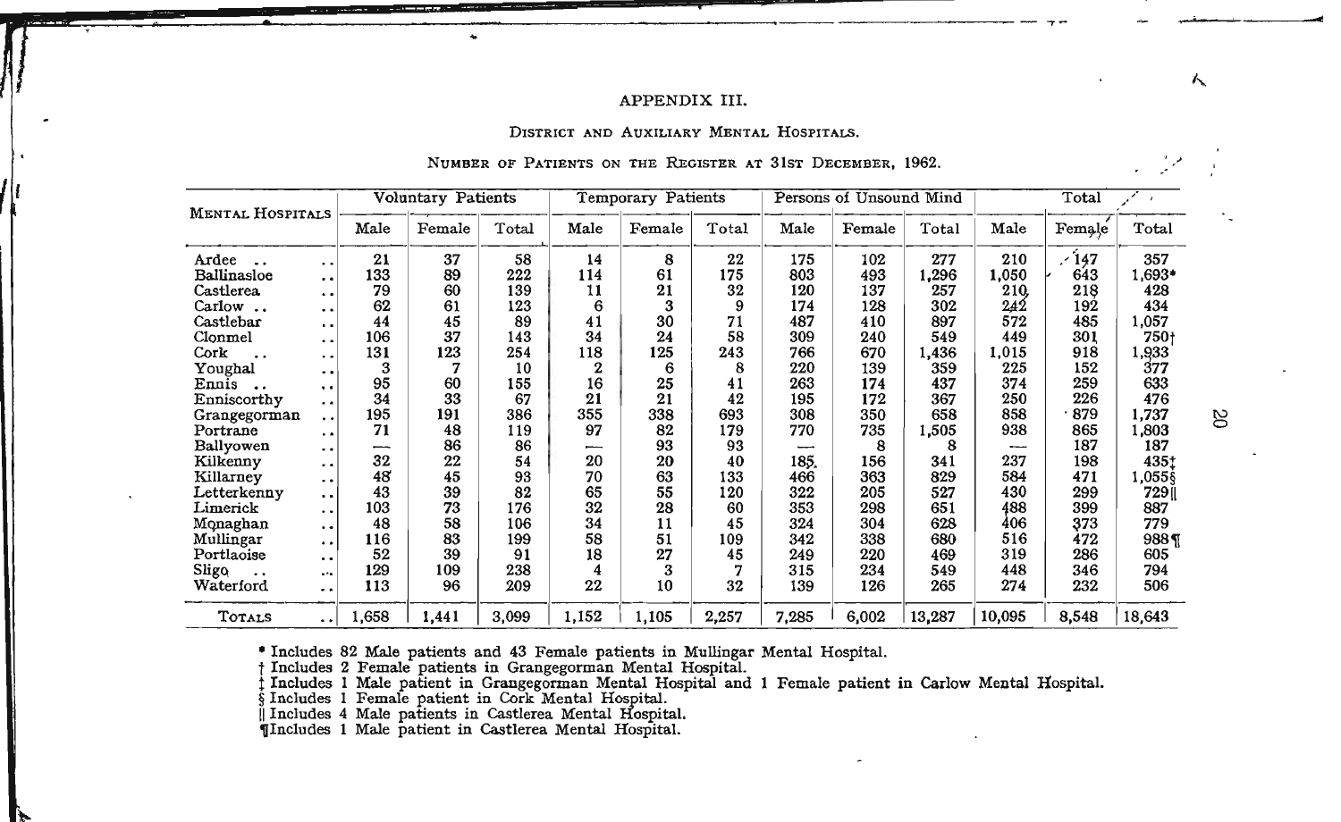# APPENDIX III.

## District and Auxiliary Mental Hospitals.

### Number of Patients on the Register at 31st December, 1962.

| Mental Hospitals | Voluntary Patients | | | Temporary Patients | | | Persons of Unsound Mind | | | Total | | |
|---|---|---|---|---|---|---|---|---|---|---|---|---|
| | Male | Female | Total | Male | Female | Total | Male | Female | Total | Male | Female | Total |
| Ardee .. | 21 | 37 | 58 | 14 | 8 | 22 | 175 | 102 | 277 | 210 | 147 | 357 |
| Ballinasloe | 133 | 89 | 222 | 114 | 61 | 175 | 803 | 493 | 1,296 | 1,050 | 643 | 1,693* |
| Castlerea | 79 | 60 | 139 | 11 | 21 | 32 | 120 | 137 | 257 | 210 | 218 | 428 |
| Carlow .. | 62 | 61 | 123 | 6 | 3 | 9 | 174 | 128 | 302 | 242 | 192 | 434 |
| Castlebar | 44 | 45 | 89 | 41 | 30 | 71 | 487 | 410 | 897 | 572 | 485 | 1,057 |
| Clonmel | 106 | 37 | 143 | 34 | 24 | 58 | 309 | 240 | 549 | 449 | 301 | 750† |
| Cork .. | 131 | 123 | 254 | 118 | 125 | 243 | 766 | 670 | 1,436 | 1,015 | 918 | 1,933 |
| Youghal | 3 | 7 | 10 | 2 | 6 | 8 | 220 | 139 | 359 | 225 | 152 | 377 |
| Ennis .. | 95 | 60 | 155 | 16 | 25 | 41 | 263 | 174 | 437 | 374 | 259 | 633 |
| Enniscorthy | 34 | 33 | 67 | 21 | 21 | 42 | 195 | 172 | 367 | 250 | 226 | 476 |
| Grangegorman | 195 | 191 | 386 | 355 | 338 | 693 | 308 | 350 | 658 | 858 | 879 | 1,737 |
| Portrane | 71 | 48 | 119 | 97 | 82 | 179 | 770 | 735 | 1,505 | 938 | 865 | 1,803 |
| Ballyowen | — | 86 | 86 | — | 93 | 93 | — | 8 | 8 | — | 187 | 187 |
| Kilkenny | 32 | 22 | 54 | 20 | 20 | 40 | 185 | 156 | 341 | 237 | 198 | 435‡ |
| Killarney | 48 | 45 | 93 | 70 | 63 | 133 | 466 | 363 | 829 | 584 | 471 | 1,055§ |
| Letterkenny | 43 | 39 | 82 | 65 | 55 | 120 | 322 | 205 | 527 | 430 | 299 | 729‖ |
| Limerick | 103 | 73 | 176 | 32 | 28 | 60 | 353 | 298 | 651 | 488 | 399 | 887 |
| Monaghan | 48 | 58 | 106 | 34 | 11 | 45 | 324 | 304 | 628 | 406 | 373 | 779 |
| Mullingar | 116 | 83 | 199 | 58 | 51 | 109 | 342 | 338 | 680 | 516 | 472 | 988¶ |
| Portlaoise | 52 | 39 | 91 | 18 | 27 | 45 | 249 | 220 | 469 | 319 | 286 | 605 |
| Sligo .. | 129 | 109 | 238 | 4 | 3 | 7 | 315 | 234 | 549 | 448 | 346 | 794 |
| Waterford | 113 | 96 | 209 | 22 | 10 | 32 | 139 | 126 | 265 | 274 | 232 | 506 |
| **Totals** | 1,658 | 1,441 | 3,099 | 1,152 | 1,105 | 2,257 | 7,285 | 6,002 | 13,287 | 10,095 | 8,548 | 18,643 |

\* Includes 82 Male patients and 43 Female patients in Mullingar Mental Hospital.
† Includes 2 Female patients in Grangegorman Mental Hospital.
‡ Includes 1 Male patient in Grangegorman Mental Hospital and 1 Female patient in Carlow Mental Hospital.
§ Includes 1 Female patient in Cork Mental Hospital.
‖ Includes 4 Male patients in Castlerea Mental Hospital.
¶ Includes 1 Male patient in Castlerea Mental Hospital.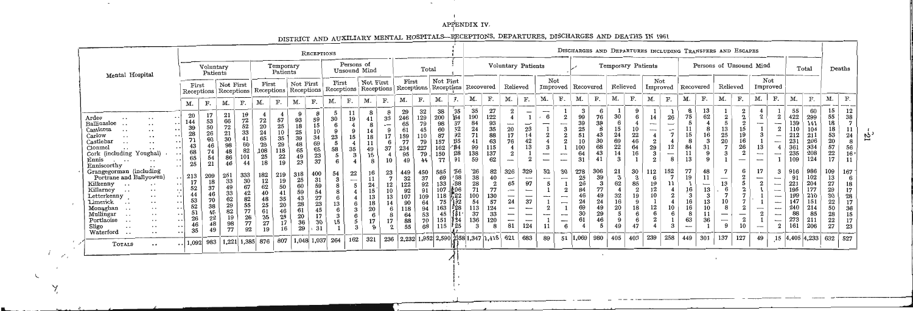# APPENDIX IV.

## DISTRICT AND AUXILIARY MENTAL HOSPITALS—RECEPTIONS, DEPARTURES, DISCHARGES AND DEATHS IN 1961

The same hospital table is given in three parts: receptions, discharges and departures, and totals with deaths. Some figures are hard to read in the source, so individual values may be imprecise.

### Receptions

| Mental Hospital | Voluntary Patients: First Receptions M. | Voluntary Patients: First Receptions F. | Voluntary Patients: Not First Receptions M. | Voluntary Patients: Not First Receptions F. | Temporary Patients: First Receptions M. | Temporary Patients: First Receptions F. | Temporary Patients: Not First Receptions M. | Temporary Patients: Not First Receptions F. | Persons of Unsound Mind: First Receptions M. | Persons of Unsound Mind: First Receptions F. | Persons of Unsound Mind: Not First Receptions M. | Persons of Unsound Mind: Not First Receptions F. | Total: First Receptions M. | Total: First Receptions F. | Total: Not First Receptions M. | Total: Not First Receptions F. |
|---|---|---|---|---|---|---|---|---|---|---|---|---|---|---|---|---|
| Ardee | 20 | 17 | 21 | 19 | 4 | 4 | 9 | 8 | 5 | 11 | 8 | 8 | 29 | 32 | 38 | 35 |
| Ballinasloe | 144 | 53 | 66 | 72 | 72 | 57 | 93 | 59 | 30 | 19 | 41 | 33 | 246 | 129 | 200 | 164 |
| Castlerea | 39 | 50 | 72 | 52 | 20 | 25 | 18 | 15 | 6 | 4 | 8 | — | 65 | 79 | 98 | 67 |
| Carlow | 28 | 26 | 21 | 33 | 24 | 10 | 25 | 10 | 9 | 9 | 14 | 9 | 61 | 45 | 60 | 52 |
| Castlebar | 71 | 60 | 30 | 41 | 65 | 35 | 39 | 34 | 23 | 15 | 18 | 17 | 159 | 110 | 87 | 92 |
| Clonmel | 43 | 46 | 98 | 60 | 29 | 29 | 48 | 69 | 5 | 4 | 11 | 6 | 77 | 79 | 157 | 135 |
| Cork (including Youghal) | 68 | 74 | 48 | 82 | 108 | 118 | 65 | 65 | 58 | 35 | 49 | 37 | 234 | 227 | 162 | 184 |
| Ennis | 65 | 54 | 86 | 101 | 25 | 22 | 49 | 23 | 5 | 3 | 15 | 4 | 95 | 79 | 150 | 128 |
| Enniscorthy | 25 | 21 | 46 | 44 | 18 | 19 | 23 | 37 | 6 | 4 | 8 | 10 | 49 | 44 | 77 | 91 |
| Grangegorman (including Portrane and Ballyowen) | 213 | 209 | 251 | 333 | 182 | 219 | 318 | 400 | 54 | 22 | 16 | 23 | 449 | 450 | 585 | 756 |
| Kilkenny | 17 | 18 | 33 | 30 | 12 | 19 | 25 | 31 | 3 | — | 11 | 7 | 32 | 37 | 69 | 38 |
| Killarney | 52 | 37 | 49 | 67 | 62 | 50 | 60 | 59 | 8 | 5 | 24 | 12 | 122 | 92 | 133 | 88 |
| Letterkenny | 44 | 46 | 33 | 42 | 40 | 41 | 59 | 54 | 8 | 4 | 15 | 10 | 92 | 91 | 107 | 106 |
| Limerick | 53 | 70 | 62 | 82 | 48 | 35 | 43 | 27 | 6 | 4 | 13 | 15 | 107 | 109 | 118 | 122 |
| Monaghan | 52 | 38 | 29 | 55 | 25 | 20 | 28 | 23 | 13 | 6 | 18 | 14 | 90 | 64 | 75 | 92 |
| Mullingar | 51 | 45 | 82 | 77 | 61 | 46 | 61 | 45 | 6 | 3 | 20 | 6 | 118 | 94 | 163 | 128 |
| Portlaoise | 26 | 22 | 19 | 26 | 35 | 25 | 20 | 17 | 3 | 6 | 6 | 8 | 64 | 53 | 45 | 51 |
| Sligo | 46 | 48 | 98 | 77 | 27 | 17 | 36 | 30 | 15 | 5 | 17 | 17 | 88 | 70 | 151 | 134 |
| Waterford | 35 | 49 | 77 | 92 | 19 | 16 | 29 | 31 | 1 | 3 | 9 | 2 | 55 | 68 | 115 | 125 |
| **Totals** | 1,092 | 983 | 1,221 | 1,385 | 876 | 807 | 1,048 | 1,037 | 264 | 162 | 321 | 236 | 2,232 | 1,952 | 2,590 | 2,558 |

### Discharges and Departures including Transfers and Escapes

| Mental Hospital | Voluntary Patients: Recovered M. | Voluntary Patients: Recovered F. | Voluntary Patients: Relieved M. | Voluntary Patients: Relieved F. | Voluntary Patients: Not Improved M. | Voluntary Patients: Not Improved F. | Temporary Patients: Recovered M. | Temporary Patients: Recovered F. | Temporary Patients: Relieved M. | Temporary Patients: Relieved F. | Temporary Patients: Not Improved M. | Temporary Patients: Not Improved F. | Persons of Unsound Mind: Recovered M. | Persons of Unsound Mind: Recovered F. | Persons of Unsound Mind: Relieved M. | Persons of Unsound Mind: Relieved F. | Persons of Unsound Mind: Not Improved M. | Persons of Unsound Mind: Not Improved F. |
|---|---|---|---|---|---|---|---|---|---|---|---|---|---|---|---|---|---|---|
| Ardee | 35 | 27 | 2 | — | — | 1 | 3 | 6 | — | 9 | 1 | 1 | 8 | 13 | 2 | 2 | 4 | 1 |
| Ballinasloe | 190 | 122 | 4 | 1 | 6 | 2 | 99 | 76 | 30 | 6 | 14 | 26 | 75 | 62 | 2 | 2 | 2 | 2 |
| Castlerea | 84 | 93 | — | — | — | — | 39 | 38 | 6 | 4 | — | — | 5 | 4 | 5 | 2 | — | — |
| Carlow | 24 | 35 | 20 | 23 | 1 | 3 | 25 | 8 | 15 | 10 | — | — | 11 | 8 | 13 | 15 | 1 | 2 |
| Castlebar | 71 | 88 | 17 | 14 | 2 | 2 | 51 | 43 | 24 | 22 | 4 | 7 | 15 | 16 | 25 | 19 | 3 | — |
| Clonmel | 41 | 63 | 76 | 42 | 2 | 2 | 10 | 30 | 69 | 46 | 2 | 4 | 8 | 3 | 20 | 16 | 3 | — |
| Cork (including Youghal) | 99 | 115 | 4 | 13 | 3 | 1 | 100 | 68 | 22 | 64 | 29 | 12 | 84 | 31 | 7 | 26 | 13 | 4 |
| Ennis | 138 | 137 | 2 | 1 | — | — | 64 | 43 | 14 | 16 | 3 | — | 11 | 9 | 3 | 2 | — | — |
| Enniscorthy | 59 | 62 | — | 2 | — | — | 31 | 41 | 3 | 1 | 2 | 8 | 13 | 9 | 1 | — | — | — |
| Grangegorman (including Portrane and Ballyowen) | 26 | 82 | 326 | 329 | 52 | 36 | 278 | 306 | 21 | 30 | 112 | 152 | 77 | 48 | 7 | 6 | 17 | 3 |
| Kilkenny | 38 | 40 | — | — | — | — | 25 | 39 | 3 | 3 | 6 | 7 | 19 | 11 | — | — | — | — |
| Killarney | 28 | 2 | 65 | 97 | 5 | 1 | 26 | 3 | 62 | 85 | 19 | 11 | 1 | — | 13 | 5 | 2 | — |
| Letterkenny | 71 | 77 | — | — | 1 | 2 | 84 | 77 | 4 | 2 | 12 | 2 | 16 | 13 | 6 | 2 | 1 | — |
| Limerick | 100 | 130 | — | — | — | — | 46 | 49 | 32 | 19 | 10 | 4 | 3 | 3 | 7 | 7 | 1 | — |
| Monaghan | 54 | 57 | 24 | 37 | 2 | 1 | 24 | 24 | 16 | 18 | 12 | 10 | 16 | 13 | 10 | 7 | — | — |
| Mullingar | 113 | 124 | — | — | — | — | 69 | 46 | 5 | 6 | 6 | 6 | 16 | 10 | 8 | 2 | 2 | — |
| Portlaoise | 37 | 33 | — | — | 1 | — | 30 | 29 | 9 | 6 | 2 | 1 | 8 | 11 | — | — | — | — |
| Sligo | 136 | 120 | — | — | — | — | 61 | 46 | 5 | 6 | 6 | 6 | 63 | 36 | — | — | 2 | 1 |
| Waterford | 3 | 8 | 81 | 124 | 11 | 6 | 4 | 5 | 49 | 47 | 4 | 3 | — | — | 9 | 10 | — | 2 |
| **Totals** | 1,347 | 1,415 | 621 | 683 | 89 | 51 | 1,069 | 980 | 405 | 403 | 239 | 258 | 449 | 301 | 137 | 127 | 49 | 15 |

### Total Discharges and Departures, and Deaths

| Mental Hospital | Total M. | Total F. | Deaths M. | Deaths F. |
|---|---|---|---|---|
| Ardee | 55 | 60 | 15 | 12 |
| Ballinasloe | 422 | 299 | 55 | 38 |
| Castlerea | 139 | 141 | 18 | 7 |
| Carlow | 110 | 104 | 18 | 11 |
| Castlebar | 212 | 211 | 53 | 24 |
| Clonmel | 231 | 206 | 20 | 8 |
| Cork (including Youghal) | 361 | 334 | 57 | 56 |
| Ennis | 235 | 208 | 22 | 16 |
| Enniscorthy | 109 | 124 | 17 | 11 |
| Grangegorman (including Portrane and Ballyowen) | 916 | 986 | 109 | 167 |
| Kilkenny | 91 | 102 | 13 | 6 |
| Killarney | 221 | 204 | 27 | 18 |
| Letterkenny | 196 | 177 | 29 | 17 |
| Limerick | 199 | 210 | 30 | 28 |
| Monaghan | 147 | 151 | 22 | 17 |
| Mullingar | 240 | 214 | 50 | 36 |
| Portlaoise | 88 | 85 | 28 | 15 |
| Sligo | 273 | 211 | 22 | 17 |
| Waterford | 161 | 206 | 27 | 23 |
| **Totals** | 4,405 | 4,233 | 632 | 527 |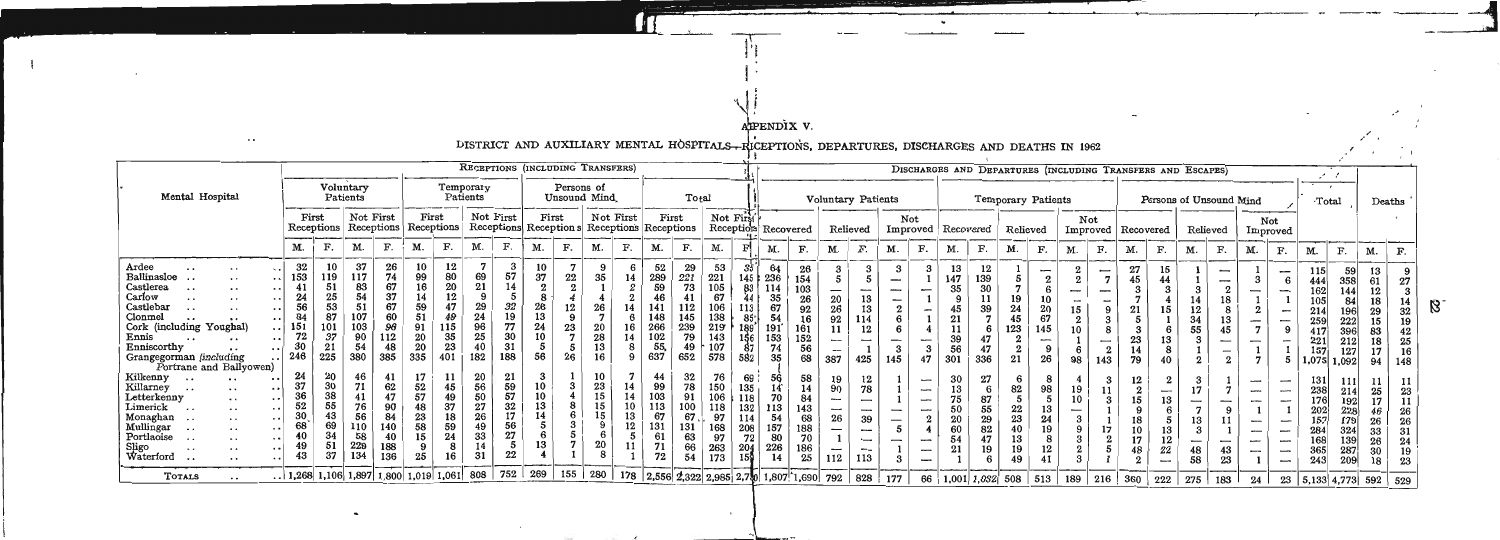## APPENDIX V.

### DISTRICT AND AUXILIARY MENTAL HOSPITALS—RECEPTIONS, DEPARTURES, DISCHARGES AND DEATHS IN 1962

| Mental Hospital | Receptions (including Transfers) | | | | | | | | | | | | | | | | Discharges and Departures (including Transfers and Escapes) | | | | | | | | | | | | | | | | | | Total | | Deaths | |
|---|---|---|---|---|---|---|---|---|---|---|---|---|---|---|---|---|---|---|---|---|---|---|---|---|---|---|---|---|---|---|---|---|---|---|---|---|---|---|
| | Voluntary Patients | | | | Temporary Patients | | | | Persons of Unsound Mind | | | | Total | | | | Voluntary Patients | | | | | | Temporary Patients | | | | | | Persons of Unsound Mind | | | | | | | | | |
| | First Receptions | | Not First Receptions | | First Receptions | | Not First Receptions | | First Receptions | | Not First Receptions | | First Receptions | | Not First Receptions | | Recovered | | Relieved | | Not Improved | | Recovered | | Relieved | | Not Improved | | Recovered | | Relieved | | Not Improved | | | | | |
| | M. | F. | M. | F. | M. | F. | M. | F. | M. | F. | M. | F. | M. | F. | M. | F. | M. | F. | M. | F. | M. | F. | M. | F. | M. | F. | M. | F. | M. | F. | M. | F. | M. | F. | M. | F. | M. | F. |
| Ardee | 32 | 10 | 37 | 26 | 10 | 12 | 7 | 3 | 10 | 7 | 9 | 6 | 52 | 29 | 53 | 35 | 64 | 26 | 3 | 3 | 3 | 3 | 13 | 12 | 1 | — | 2 | — | 27 | 15 | 1 | — | 1 | — | 115 | 59 | 13 | 9 |
| Ballinasloe | 153 | 119 | 117 | 74 | 99 | 80 | 69 | 57 | 37 | 22 | 35 | 14 | 289 | 221 | 221 | 145 | 236 | 154 | 5 | 5 | — | 1 | 147 | 139 | 5 | 2 | 2 | 7 | 45 | 44 | 1 | — | 3 | 6 | 444 | 358 | 61 | 27 |
| Castlerea | 41 | 51 | 83 | 67 | 16 | 20 | 21 | 14 | 2 | 2 | 1 | 2 | 59 | 73 | 105 | 83 | 114 | 103 | — | — | — | — | 35 | 30 | 7 | 6 | — | — | 3 | 3 | 3 | 2 | — | — | 162 | 144 | 12 | 12 |
| Carlow | 24 | 25 | 54 | 37 | 14 | 12 | 9 | 5 | 8 | 4 | 4 | 2 | 46 | 41 | 67 | 44 | 35 | 26 | 20 | 13 | — | 1 | 9 | 11 | 19 | 10 | — | — | 7 | 4 | 14 | 18 | 1 | 1 | 105 | 84 | 18 | 14 |
| Castlebar | 56 | 53 | 51 | 67 | 59 | 47 | 29 | 32 | 26 | 12 | 26 | 14 | 141 | 112 | 106 | 113 | 67 | 92 | 26 | 13 | 2 | — | 45 | 39 | 24 | 20 | 15 | 9 | 21 | 15 | 12 | 8 | 2 | — | 214 | 196 | 29 | 32 |
| Clonmel | 84 | 87 | 107 | 60 | 51 | 49 | 24 | 19 | 13 | 9 | 7 | 6 | 148 | 145 | 138 | 85 | 54 | 16 | 92 | 114 | 6 | 1 | 21 | 7 | 45 | 67 | 2 | 3 | 5 | 1 | 34 | 13 | — | — | 259 | 222 | 15 | 19 |
| Cork (including Youghal) | 151 | 101 | 103 | 96 | 91 | 115 | 96 | 77 | 24 | 23 | 20 | 16 | 266 | 239 | 219 | 189 | 191 | 161 | 11 | 12 | 6 | 4 | 11 | 6 | 123 | 145 | 10 | 8 | 3 | 6 | 55 | 45 | 7 | 9 | 417 | 396 | 83 | 42 |
| Ennis | 72 | 37 | 90 | 112 | 20 | 35 | 25 | 30 | 10 | 7 | 28 | 14 | 102 | 79 | 143 | 156 | 153 | 152 | — | — | — | — | 39 | 47 | 2 | — | 1 | — | 23 | 13 | 3 | — | — | — | 221 | 212 | 18 | 25 |
| Enniscorthy | 30 | 21 | 54 | 48 | 20 | 23 | 40 | 31 | 5 | 5 | 13 | 8 | 55 | 49 | 107 | 87 | 74 | 56 | — | 1 | 3 | 3 | 56 | 47 | 2 | 9 | 6 | 2 | 14 | 8 | 1 | — | 1 | 1 | 157 | 127 | 17 | 16 |
| Grangegorman *(including Portrane and Ballyowen)* | 246 | 225 | 380 | 385 | 335 | 401 | 182 | 188 | 56 | 26 | 16 | 9 | 637 | 652 | 578 | 582 | — | — | 387 | 425 | 145 | 47 | 301 | 336 | 21 | 26 | 98 | 143 | 79 | 40 | 2 | 2 | 7 | 5 | 1,075 | 1,092 | 94 | 148 |
| Kilkenny | 24 | 20 | 46 | 41 | 17 | 11 | 20 | 21 | 3 | 1 | 10 | 7 | 44 | 32 | 76 | 69 | 56 | 58 | 19 | 12 | 1 | — | 30 | 27 | 6 | 8 | 4 | 3 | 12 | 2 | 3 | 1 | — | — | 131 | 111 | 11 | 11 |
| Killarney | 37 | 30 | 71 | 62 | 52 | 45 | 56 | 59 | 10 | 3 | 23 | 14 | 99 | 78 | 150 | 135 | 14 | 14 | 90 | 78 | 1 | — | 13 | 6 | 82 | 98 | 19 | 11 | 2 | — | 17 | 7 | — | — | 238 | 214 | 25 | 23 |
| Letterkenny | 36 | 38 | 41 | 47 | 57 | 49 | 50 | 57 | 10 | 4 | 15 | 14 | 103 | 91 | 106 | 118 | 70 | 84 | — | — | 1 | — | 75 | 87 | 5 | 5 | 10 | 3 | 15 | 13 | — | — | — | — | 176 | 192 | 17 | 11 |
| Limerick | 52 | 55 | 76 | 90 | 48 | 37 | 27 | 32 | 13 | 8 | 15 | 10 | 113 | 100 | 118 | 132 | 113 | 143 | — | — | — | — | 50 | 55 | 22 | 13 | — | 1 | 9 | 6 | 7 | 9 | 1 | 1 | 202 | 228 | 46 | 26 |
| Monaghan | 30 | 43 | 56 | 84 | 23 | 18 | 26 | 17 | 14 | 6 | 15 | 13 | 67 | 67 | 97 | 114 | 54 | 68 | 26 | 39 | — | 2 | 20 | 29 | 23 | 24 | 3 | 1 | 18 | 5 | 13 | 11 | — | — | 157 | 179 | 26 | 26 |
| Mullingar | 68 | 69 | 110 | 140 | 58 | 59 | 49 | 56 | 5 | 3 | 9 | 12 | 131 | 131 | 168 | 208 | 157 | 188 | — | — | 5 | 4 | 60 | 82 | 40 | 19 | 9 | 17 | 10 | 12 | 3 | 1 | — | — | 284 | 324 | 26 | 31 |
| Portlaoise | 40 | 34 | 58 | 40 | 15 | 24 | 33 | 27 | 6 | 5 | 6 | 5 | 61 | 63 | 97 | 72 | 80 | 70 | 1 | — | — | — | 54 | 47 | 13 | 8 | 3 | 2 | 17 | 12 | 3 | — | — | — | 168 | 139 | 26 | 24 |
| Sligo | 49 | 51 | 229 | 188 | 9 | 8 | 14 | 5 | 13 | 7 | 20 | 11 | 71 | 66 | 263 | 204 | 226 | 186 | — | — | — | — | 21 | 19 | 19 | 12 | 2 | 5 | 48 | 22 | 48 | 43 | — | — | 365 | 287 | 30 | 19 |
| Waterford | 43 | 37 | 134 | 136 | 25 | 16 | 31 | 22 | 4 | 1 | 8 | 1 | 72 | 54 | 173 | 159 | 14 | 25 | 112 | 113 | 3 | — | 1 | 6 | 49 | 41 | 3 | 1 | 2 | — | 58 | 23 | 1 | — | 243 | 209 | 18 | 23 |
| TOTALS | 1,268 | 1,106 | 1,897 | 1,800 | 1,019 | 1,061 | 808 | 752 | 269 | 155 | 280 | 178 | 2,556 | 2,322 | 2,985 | 2,730 | 1,807 | 1,690 | 792 | 828 | 177 | 66 | 1,001 | 1,032 | 508 | 513 | 189 | 216 | 360 | 222 | 275 | 183 | 24 | 23 | 5,133 | 4,773 | 592 | 529 |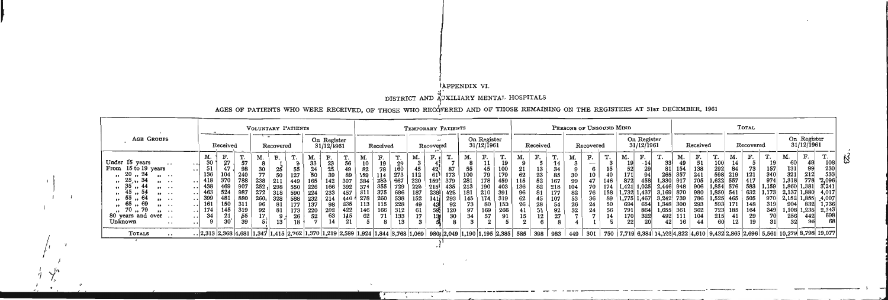APPENDIX IX.

DISTRICT AND AUXILIARY MENTAL HOSPITALS

AGES OF PATIENTS WHO WERE RECEIVED, OF THOSE WHO RECOVERED AND OF THOSE REMAINING ON THE REGISTERS AT 31st DECEMBER, 1961

| Age Groups | Voluntary Patients | | | | | | | | | Temporary Patients | | | | | | | | | Persons of Unsound Mind | | | | | | | | | Total | | | | | | | | |
|---|---|---|---|---|---|---|---|---|---|---|---|---|---|---|---|---|---|---|---|---|---|---|---|---|---|---|---|---|---|---|---|---|---|---|---|---|
| | Received | | | Recovered | | | On Register 31/12/1961 | | | Received | | | Recovered | | | On Register 31/12/1961 | | | Received | | | Recovered | | | On Register 31/12/1961 | | | Received | | | Recovered | | | On Register 31/12/1961 | | |
| | M. | F. | T. | M. | F. | T. | M. | F. | T. | M. | F. | T. | M. | F. | T. | M. | F. | T. | M. | F. | T. | M. | F. | T. | M. | F. | T. | M. | F. | T. | M. | F. | T. | M. | F. | T. |
| Under 15 years | 30 | 27 | 57 | 8 | 1 | 9 | 33 | 23 | 56 | 10 | 19 | 29 | 3 | 4 | 7 | 8 | 11 | 19 | 9 | 5 | 14 | 3 | — | 3 | 19 | 14 | 33 | 49 | 51 | 100 | 14 | 5 | 19 | 60 | 48 | 108 |
| From 15 to 19 years | 51 | 47 | 98 | 30 | 25 | 55 | 24 | 25 | 49 | 82 | 78 | 160 | 45 | 42 | 87 | 55 | 45 | 100 | 21 | 13 | 34 | 9 | 6 | 15 | 52 | 29 | 81 | 154 | 138 | 292 | 84 | 73 | 157 | 131 | 99 | 230 |
| „ 20 „ 24 „ | 136 | 104 | 240 | 77 | 50 | 127 | 50 | 39 | 89 | 159 | 114 | 273 | 112 | 61 | 173 | 100 | 79 | 179 | 62 | 23 | 85 | 30 | 10 | 40 | 171 | 94 | 265 | 357 | 241 | 598 | 219 | 121 | 340 | 321 | 212 | 533 |
| „ 25 „ 34 „ | 418 | 370 | 788 | 238 | 211 | 449 | 165 | 142 | 307 | 384 | 283 | 667 | 220 | 159 | 379 | 281 | 178 | 459 | 115 | 52 | 167 | 99 | 47 | 146 | 872 | 458 | 1,330 | 917 | 705 | 1,622 | 557 | 417 | 974 | 1,318 | 778 | 2,096 |
| „ 35 „ 44 „ | 438 | 469 | 907 | 252 | 298 | 550 | 226 | 166 | 392 | 374 | 355 | 729 | 220 | 215 | 435 | 213 | 190 | 403 | 136 | 82 | 218 | 104 | 70 | 174 | 1,421 | 1,025 | 2,446 | 948 | 906 | 1,854 | 576 | 583 | 1,159 | 1,860 | 1,381 | 3,241 |
| „ 45 „ 54 „ | 463 | 524 | 987 | 272 | 318 | 590 | 224 | 233 | 457 | 311 | 375 | 686 | 187 | 238 | 425 | 181 | 210 | 391 | 96 | 81 | 177 | 82 | 76 | 158 | 1,732 | 1,437 | 3,169 | 870 | 980 | 1,850 | 541 | 632 | 1,173 | 2,137 | 1,880 | 4,017 |
| „ 55 „ 64 „ | 399 | 481 | 880 | 260 | 328 | 588 | 232 | 214 | 446 | 278 | 260 | 538 | 152 | 141 | 293 | 145 | 174 | 319 | 62 | 45 | 107 | 53 | 36 | 89 | 1,775 | 1,467 | 3,242 | 739 | 786 | 1,525 | 465 | 505 | 970 | 2,152 | 1,855 | 4,007 |
| „ 65 „ 69 „ | 161 | 150 | 311 | 96 | 81 | 177 | 137 | 98 | 235 | 113 | 115 | 228 | 49 | 43 | 92 | 73 | 80 | 153 | 26 | 28 | 54 | 26 | 24 | 50 | 694 | 654 | 1,348 | 300 | 293 | 593 | 171 | 148 | 319 | 904 | 832 | 1,736 |
| „ 70 „ 79 „ | 174 | 145 | 319 | 92 | 81 | 173 | 220 | 202 | 422 | 146 | 166 | 312 | 61 | 59 | 120 | 97 | 169 | 266 | 41 | 51 | 92 | 32 | 24 | 56 | 791 | 864 | 1,655 | 361 | 362 | 723 | 185 | 164 | 349 | 1,108 | 1,235 | 2,343 |
| 80 years and over | 34 | 21 | 55 | 17 | 9 | 26 | 52 | 63 | 115 | 62 | 71 | 133 | 17 | 13 | 30 | 34 | 57 | 91 | 15 | 12 | 27 | 7 | 7 | 14 | 170 | 322 | 492 | 111 | 104 | 215 | 41 | 29 | 70 | 256 | 442 | 698 |
| Unknown | 9 | 30 | 39 | 5 | 13 | 18 | 7 | 14 | 21 | 5 | 8 | 13 | 3 | 5 | 8 | 3 | 2 | 5 | 2 | 6 | 8 | 4 | 1 | 5 | 22 | 20 | 42 | 16 | 44 | 60 | 12 | 19 | 31 | 32 | 36 | 68 |
| Totals | 2,313 | 2,368 | 4,681 | 1,347 | 1,415 | 2,762 | 1,370 | 1,219 | 2,589 | 1,924 | 1,844 | 3,768 | 1,069 | 980 | 2,049 | 1,190 | 1,195 | 2,385 | 585 | 398 | 983 | 449 | 301 | 750 | 7,719 | 6,384 | 14,103 | 4,822 | 4,610 | 9,432 | 2,865 | 2,696 | 5,561 | 10,279 | 8,798 | 19,077 |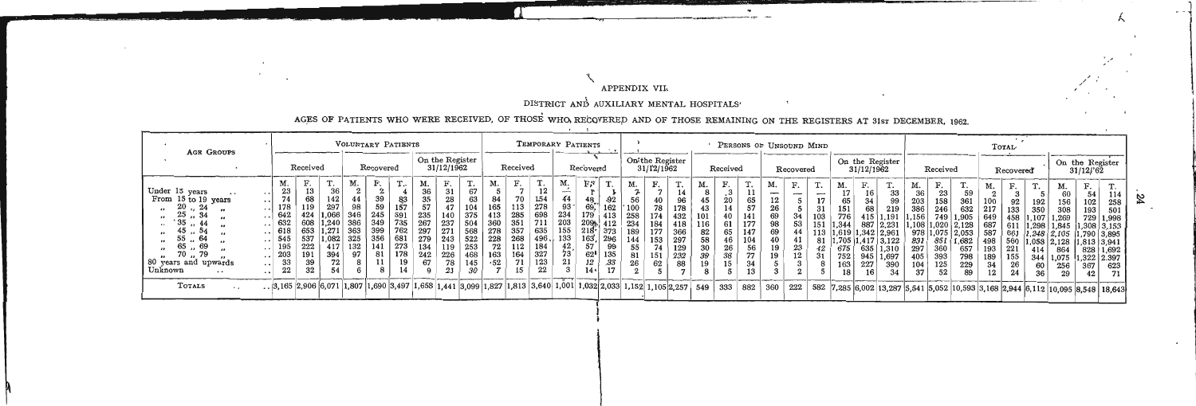APPENDIX VII.

DISTRICT AND AUXILIARY MENTAL HOSPITALS

AGES OF PATIENTS WHO WERE RECEIVED, OF THOSE WHO RECOVERED AND OF THOSE REMAINING ON THE REGISTERS AT 31st DECEMBER, 1962.

| Age Groups | Voluntary Patients | | | | | | | | | Temporary Patients | | | | | | | | | Persons of Unsound Mind | | | | | | | | | Total | | | | | | | | |
|---|---|---|---|---|---|---|---|---|---|---|---|---|---|---|---|---|---|---|---|---|---|---|---|---|---|---|---|---|---|---|---|---|---|---|---|---|
| | Received | | | Recovered | | | On the Register 31/12/1962 | | | Received | | | Recovered | | | On the Register 31/12/1962 | | | Received | | | Recovered | | | On the Register 31/12/1962 | | | Received | | | Recovered | | | On the Register 31/12/62 | | |
| | M. | F. | T. | M. | F. | T. | M. | F. | T. | M. | F. | T. | M. | F. | T. | M. | F. | T. | M. | F. | T. | M. | F. | T. | M. | F. | T. | M. | F. | T. | M. | F. | T. | M. | F. | T. |
| Under 15 years | 23 | 13 | 36 | 2 | 2 | 4 | 36 | 31 | 67 | 5 | 7 | 12 | — | 1 | 1 | 7 | 7 | 14 | 8 | 3 | 11 | — | — | — | 17 | 16 | 33 | 36 | 23 | 59 | 2 | 3 | 5 | 60 | 54 | 114 |
| From 15 to 19 years | 74 | 68 | 142 | 44 | 39 | 83 | 35 | 28 | 63 | 84 | 70 | 154 | 44 | 48 | 92 | 56 | 40 | 96 | 45 | 20 | 65 | 12 | 5 | 17 | 65 | 34 | 99 | 203 | 158 | 361 | 100 | 92 | 192 | 156 | 102 | 258 |
| " 20 " 24 " | 178 | 119 | 297 | 98 | 59 | 157 | 57 | 47 | 104 | 165 | 113 | 278 | 93 | 69 | 162 | 100 | 78 | 178 | 43 | 14 | 57 | 26 | 5 | 31 | 151 | 68 | 219 | 386 | 246 | 632 | 217 | 133 | 350 | 308 | 193 | 501 |
| " 25 " 34 " | 642 | 424 | 1,066 | 346 | 245 | 591 | 235 | 140 | 375 | 413 | 285 | 698 | 234 | 179 | 413 | 258 | 174 | 432 | 101 | 40 | 141 | 69 | 34 | 103 | 776 | 415 | 1,191 | 1,156 | 749 | 1,905 | 649 | 458 | 1,107 | 1,269 | 729 | 1,998 |
| " 35 " 44 " | 632 | 608 | 1,240 | 386 | 349 | 735 | 267 | 237 | 504 | 360 | 351 | 711 | 203 | 209 | 412 | 234 | 184 | 418 | 116 | 61 | 177 | 98 | 53 | 151 | 1,344 | 887 | 2,231 | 1,108 | 1,020 | 2,128 | 687 | 611 | 1,298 | 1,845 | 1,308 | 3,153 |
| " 45 " 54 " | 618 | 653 | 1,271 | 363 | 399 | 762 | 297 | 271 | 568 | 278 | 357 | 635 | 155 | 218 | 373 | 189 | 177 | 366 | 82 | 65 | 147 | 69 | 44 | 113 | 1,619 | 1,342 | 2,961 | 978 | 1,075 | 2,053 | 587 | 661 | 1,248 | 2,105 | 1,790 | 3,895 |
| " 55 " 64 " | 545 | 537 | 1,082 | 325 | 356 | 681 | 279 | 243 | 522 | 228 | 268 | 496 | 133 | 163 | 296 | 144 | 153 | 297 | 58 | 46 | 104 | 40 | 41 | 81 | 1,705 | 1,417 | 3,122 | 831 | 851 | 1,682 | 498 | 560 | 1,058 | 2,128 | 1,813 | 3,941 |
| " 65 " 69 " | 195 | 222 | 417 | 132 | 141 | 273 | 134 | 119 | 253 | 72 | 112 | 184 | 42 | 57 | 99 | 55 | 74 | 129 | 30 | 26 | 56 | 19 | 23 | 42 | 675 | 635 | 1,310 | 297 | 360 | 657 | 193 | 221 | 414 | 864 | 828 | 1,692 |
| " 70 " 79 " | 203 | 191 | 394 | 97 | 81 | 178 | 242 | 226 | 468 | 163 | 164 | 327 | 73 | 62 | 135 | 81 | 151 | 232 | 39 | 38 | 77 | 19 | 12 | 31 | 752 | 945 | 1,697 | 405 | 393 | 798 | 189 | 155 | 344 | 1,075 | 1,322 | 2,397 |
| 80 years and upwards | 33 | 39 | 72 | 8 | 11 | 19 | 67 | 78 | 145 | 52 | 71 | 123 | 21 | 12 | 33 | 26 | 62 | 88 | 19 | 15 | 34 | 5 | 3 | 8 | 163 | 227 | 390 | 104 | 125 | 229 | 34 | 26 | 60 | 256 | 367 | 623 |
| Unknown | 22 | 32 | 54 | 6 | 8 | 14 | 9 | 21 | 30 | 7 | 15 | 22 | 3 | 14 | 17 | 2 | 5 | 7 | 8 | 5 | 13 | 3 | 2 | 5 | 18 | 16 | 34 | 37 | 52 | 89 | 12 | 24 | 36 | 29 | 42 | 71 |
| Totals | 3,165 | 2,906 | 6,071 | 1,807 | 1,690 | 3,497 | 1,658 | 1,441 | 3,099 | 1,827 | 1,813 | 3,640 | 1,001 | 1,032 | 2,033 | 1,152 | 1,105 | 2,257 | 549 | 333 | 882 | 360 | 222 | 582 | 7,285 | 6,002 | 13,287 | 5,541 | 5,052 | 10,593 | 3,168 | 2,944 | 6,112 | 10,095 | 8,548 | 18,643 |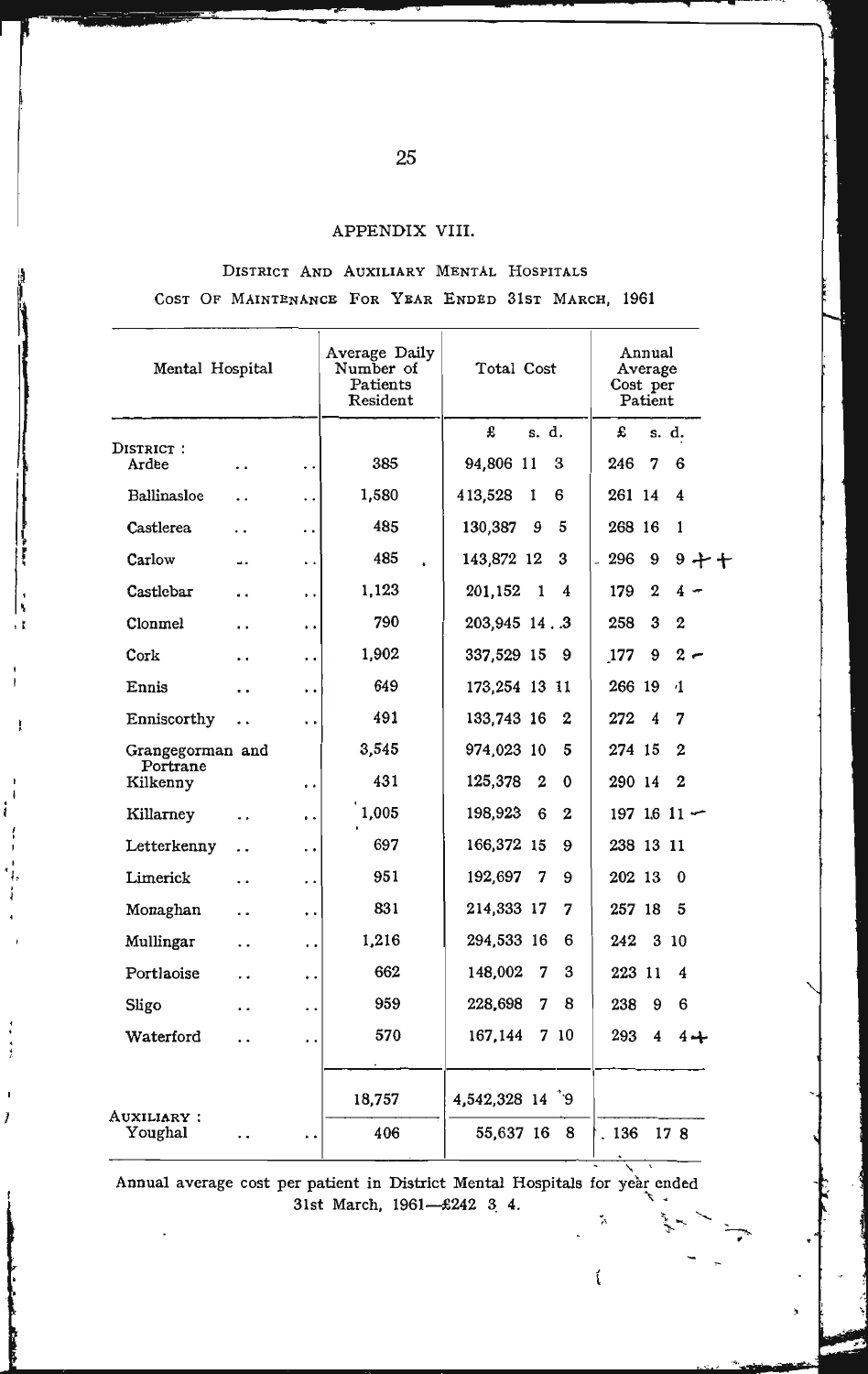# APPENDIX VIII.

## District and Auxiliary Mental Hospitals

### Cost of Maintenance for Year Ended 31st March, 1961

| Mental Hospital | Average Daily Number of Patients Resident | Total Cost | Annual Average Cost per Patient |
|---|---|---|---|
| | | £ s. d. | £ s. d. |
| DISTRICT : | | | |
| Ardee | 385 | 94,806 11 3 | 246 7 6 |
| Ballinasloe | 1,580 | 413,528 1 6 | 261 14 4 |
| Castlerea | 485 | 130,387 9 5 | 268 16 1 |
| Carlow | 485 | 143,872 12 3 | 296 9 9 |
| Castlebar | 1,123 | 201,152 1 4 | 179 2 4 |
| Clonmel | 790 | 203,945 14 3 | 258 3 2 |
| Cork | 1,902 | 337,529 15 9 | 177 9 2 |
| Ennis | 649 | 173,254 13 11 | 266 19 1 |
| Enniscorthy | 491 | 133,743 16 2 | 272 4 7 |
| Grangegorman and Portrane | 3,545 | 974,023 10 5 | 274 15 2 |
| Kilkenny | 431 | 125,378 2 0 | 290 14 2 |
| Killarney | 1,005 | 198,923 6 2 | 197 16 11 |
| Letterkenny | 697 | 166,372 15 9 | 238 13 11 |
| Limerick | 951 | 192,697 7 9 | 202 13 0 |
| Monaghan | 831 | 214,333 17 7 | 257 18 5 |
| Mullingar | 1,216 | 294,533 16 6 | 242 3 10 |
| Portlaoise | 662 | 148,002 7 3 | 223 11 4 |
| Sligo | 959 | 228,698 7 8 | 238 9 6 |
| Waterford | 570 | 167,144 7 10 | 293 4 4 |
| | 18,757 | 4,542,328 14 9 | |
| AUXILIARY : | | | |
| Youghal | 406 | 55,637 16 8 | 136 17 8 |

Annual average cost per patient in District Mental Hospitals for year ended 31st March, 1961—£242 3 4.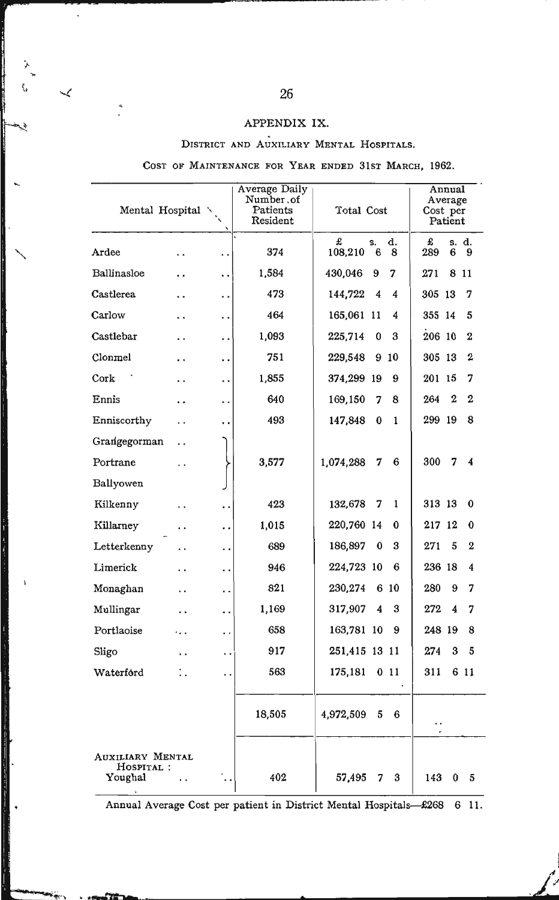## APPENDIX IX.

### District and Auxiliary Mental Hospitals.

Cost of Maintenance for Year ended 31st March, 1962.

| Mental Hospital | Average Daily Number of Patients Resident | Total Cost | | | Annual Average Cost per Patient | | |
|---|---|---|---|---|---|---|---|
| | | £ | s. | d. | £ | s. | d. |
| Ardee | 374 | 108,210 | 6 | 8 | 289 | 6 | 9 |
| Ballinasloe | 1,584 | 430,046 | 9 | 7 | 271 | 8 | 11 |
| Castlerea | 473 | 144,722 | 4 | 4 | 305 | 13 | 7 |
| Carlow | 464 | 165,061 | 11 | 4 | 355 | 14 | 5 |
| Castlebar | 1,093 | 225,714 | 0 | 3 | 206 | 10 | 2 |
| Clonmel | 751 | 229,548 | 9 | 10 | 305 | 13 | 2 |
| Cork | 1,855 | 374,299 | 19 | 9 | 201 | 15 | 7 |
| Ennis | 640 | 169,150 | 7 | 8 | 264 | 2 | 2 |
| Enniscorthy | 493 | 147,848 | 0 | 1 | 299 | 19 | 8 |
| Grangegorman, Portrane, Ballyowen | 3,577 | 1,074,288 | 7 | 6 | 300 | 7 | 4 |
| Kilkenny | 423 | 132,678 | 7 | 1 | 313 | 13 | 0 |
| Killarney | 1,015 | 220,760 | 14 | 0 | 217 | 12 | 0 |
| Letterkenny | 689 | 186,897 | 0 | 3 | 271 | 5 | 2 |
| Limerick | 946 | 224,723 | 10 | 6 | 236 | 18 | 4 |
| Monaghan | 821 | 230,274 | 6 | 10 | 280 | 9 | 7 |
| Mullingar | 1,169 | 317,907 | 4 | 3 | 272 | 4 | 7 |
| Portlaoise | 658 | 163,781 | 10 | 9 | 248 | 19 | 8 |
| Sligo | 917 | 251,415 | 13 | 11 | 274 | 3 | 5 |
| Waterford | 563 | 175,181 | 0 | 11 | 311 | 6 | 11 |
| | 18,505 | 4,972,509 | 5 | 6 | .. | | |
| AUXILIARY MENTAL HOSPITAL: Youghal | 402 | 57,495 | 7 | 3 | 143 | 0 | 5 |

Annual Average Cost per patient in District Mental Hospitals—£268 6 11.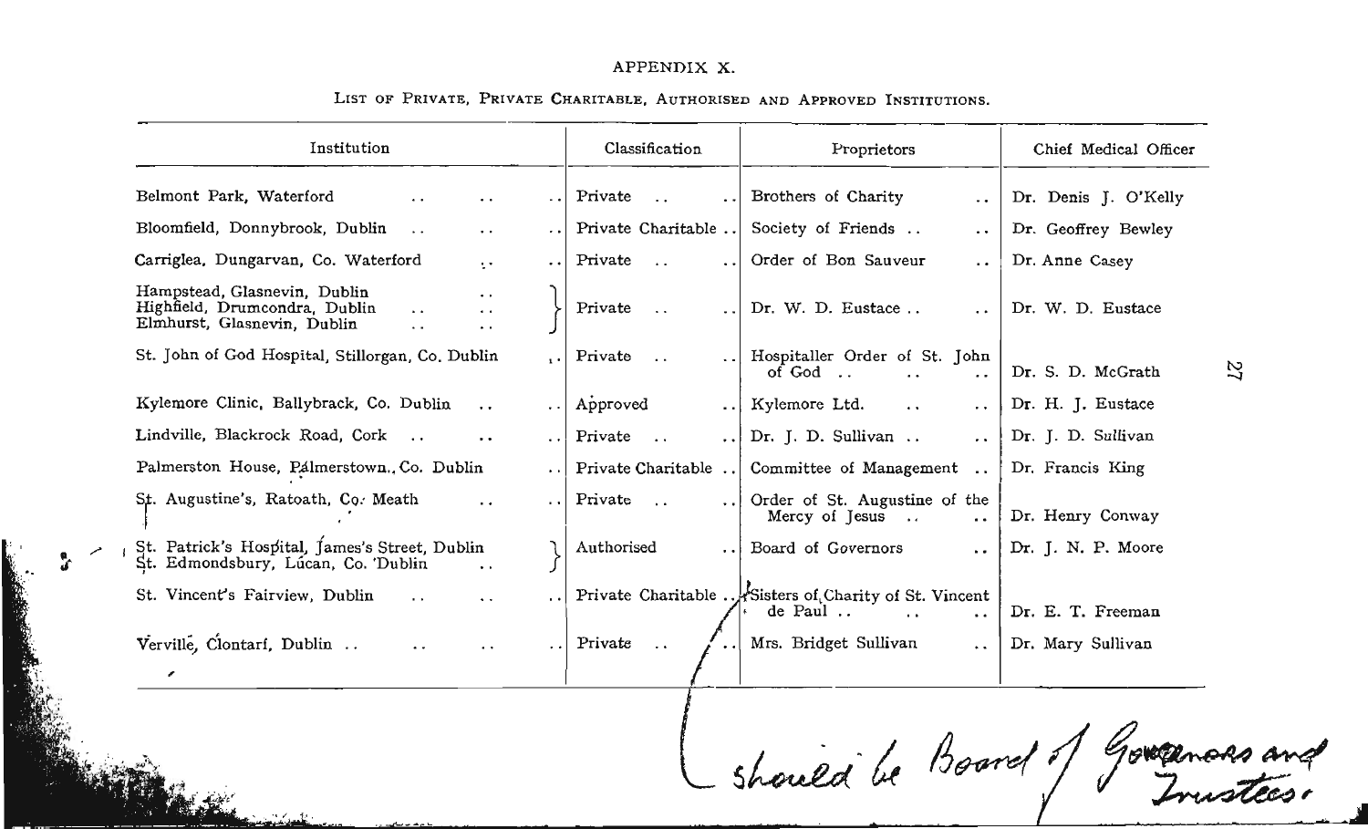APPENDIX X.

LIST OF PRIVATE, PRIVATE CHARITABLE, AUTHORISED AND APPROVED INSTITUTIONS.

| Institution | Classification | Proprietors | Chief Medical Officer |
|---|---|---|---|
| Belmont Park, Waterford | Private | Brothers of Charity | Dr. Denis J. O'Kelly |
| Bloomfield, Donnybrook, Dublin | Private Charitable | Society of Friends | Dr. Geoffrey Bewley |
| Carriglea, Dungarvan, Co. Waterford | Private | Order of Bon Sauveur | Dr. Anne Casey |
| Hampstead, Glasnevin, Dublin<br>Highfield, Drumcondra, Dublin<br>Elmhurst, Glasnevin, Dublin | Private | Dr. W. D. Eustace | Dr. W. D. Eustace |
| St. John of God Hospital, Stillorgan, Co. Dublin | Private | Hospitaller Order of St. John of God | Dr. S. D. McGrath |
| Kylemore Clinic, Ballybrack, Co. Dublin | Approved | Kylemore Ltd. | Dr. H. J. Eustace |
| Lindville, Blackrock Road, Cork | Private | Dr. J. D. Sullivan | Dr. J. D. Sullivan |
| Palmerston House, Palmerstown, Co. Dublin | Private Charitable | Committee of Management | Dr. Francis King |
| St. Augustine's, Ratoath, Co. Meath | Private | Order of St. Augustine of the Mercy of Jesus | Dr. Henry Conway |
| St. Patrick's Hospital, James's Street, Dublin<br>St. Edmondsbury, Lucan, Co. Dublin | Authorised | Board of Governors | Dr. J. N. P. Moore |
| St. Vincent's Fairview, Dublin | Private Charitable | Sisters of Charity of St. Vincent de Paul | Dr. E. T. Freeman |
| Verville, Clontarf, Dublin | Private | Mrs. Bridget Sullivan | Dr. Mary Sullivan |

*should be Board of Governors and Trustees.*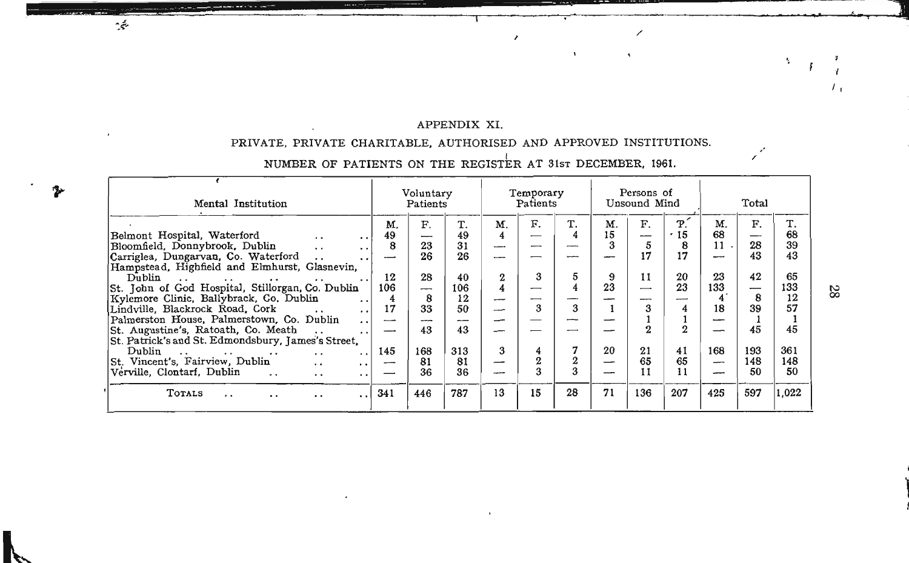APPENDIX XI.

PRIVATE, PRIVATE CHARITABLE, AUTHORISED AND APPROVED INSTITUTIONS.

NUMBER OF PATIENTS ON THE REGISTER AT 31ST DECEMBER, 1961.

| Mental Institution | Voluntary Patients | | | Temporary Patients | | | Persons of Unsound Mind | | | Total | | |
|---|---|---|---|---|---|---|---|---|---|---|---|---|
| | M. | F. | T. | M. | F. | T. | M. | F. | T. | M. | F. | T. |
| Belmont Hospital, Waterford | 49 | — | 49 | 4 | — | 4 | 15 | — | 15 | 68 | — | 68 |
| Bloomfield, Donnybrook, Dublin | 8 | 23 | 31 | — | — | — | 3 | 5 | 8 | 11 | 28 | 39 |
| Carriglea, Dungarvan, Co. Waterford | — | 26 | 26 | — | — | — | — | 17 | 17 | — | 43 | 43 |
| Hampstead, Highfield and Elmhurst, Glasnevin, Dublin | 12 | 28 | 40 | 2 | 3 | 5 | 9 | 11 | 20 | 23 | 42 | 65 |
| St. John of God Hospital, Stillorgan, Co. Dublin | 106 | — | 106 | 4 | — | 4 | 23 | — | 23 | 133 | — | 133 |
| Kylemore Clinic, Ballybrack, Co. Dublin | 4 | 8 | 12 | — | — | — | — | — | — | 4 | 8 | 12 |
| Lindville, Blackrock Road, Cork | 17 | 33 | 50 | — | 3 | 3 | 1 | 3 | 4 | 18 | 39 | 57 |
| Palmerston House, Palmerstown, Co. Dublin | — | — | — | — | — | — | — | 1 | 1 | — | 1 | 1 |
| St. Augustine's, Ratoath, Co. Meath | — | 43 | 43 | — | — | — | — | 2 | 2 | — | 45 | 45 |
| St. Patrick's and St. Edmondsbury, James's Street, Dublin | 145 | 168 | 313 | 3 | 4 | 7 | 20 | 21 | 41 | 168 | 193 | 361 |
| St. Vincent's, Fairview, Dublin | — | 81 | 81 | — | 2 | 2 | — | 65 | 65 | — | 148 | 148 |
| Verville, Clontarf, Dublin | — | 36 | 36 | — | 3 | 3 | — | 11 | 11 | — | 50 | 50 |
| TOTALS | 341 | 446 | 787 | 13 | 15 | 28 | 71 | 136 | 207 | 425 | 597 | 1,022 |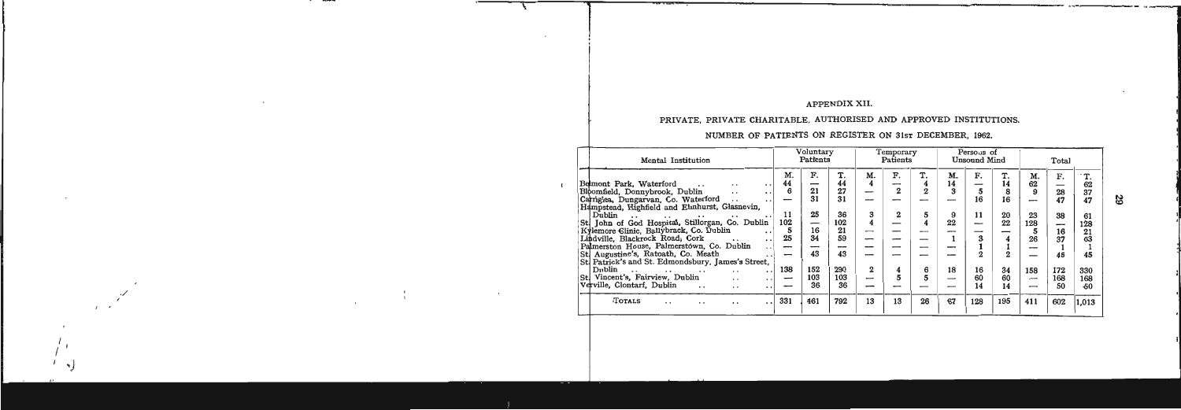APPENDIX XII.

PRIVATE, PRIVATE CHARITABLE, AUTHORISED AND APPROVED INSTITUTIONS.

NUMBER OF PATIENTS ON REGISTER ON 31ST DECEMBER, 1962.

| Mental Institution | Voluntary Patients | | | Temporary Patients | | | Persons of Unsound Mind | | | Total | | |
|---|---|---|---|---|---|---|---|---|---|---|---|---|
| | M. | F. | T. | M. | F. | T. | M. | F. | T. | M. | F. | T. |
| Belmont Park, Waterford | 44 | — | 44 | 4 | — | 4 | 14 | — | 14 | 62 | — | 62 |
| Bloomfield, Donnybrook, Dublin | 6 | 21 | 27 | — | 2 | 2 | 3 | 5 | 8 | 9 | 28 | 37 |
| Carriglea, Dungarvan, Co. Waterford | — | 31 | 31 | — | — | — | — | 16 | 16 | — | 47 | 47 |
| Hampstead, Highfield and Elmhurst, Glasnevin, Dublin | 11 | 25 | 36 | 3 | 2 | 5 | 9 | 11 | 20 | 23 | 38 | 61 |
| St. John of God Hospital, Stillorgan, Co. Dublin | 102 | — | 102 | 4 | — | 4 | 22 | — | 22 | 128 | — | 128 |
| Kylemore Clinic, Ballybrack, Co. Dublin | 5 | 16 | 21 | — | — | — | — | — | — | 5 | 16 | 21 |
| Lindville, Blackrock Road, Cork | 25 | 34 | 59 | — | — | — | 1 | 3 | 4 | 26 | 37 | 63 |
| Palmerston House, Palmerstown, Co. Dublin | — | — | — | — | — | — | — | 1 | 1 | — | 1 | 1 |
| St. Augustine's, Ratoath, Co. Meath | — | 43 | 43 | — | — | — | — | 2 | 2 | — | 45 | 45 |
| St. Patrick's and St. Edmondsbury, James's Street, Dublin | 138 | 152 | 290 | 2 | 4 | 6 | 18 | 16 | 34 | 158 | 172 | 330 |
| St. Vincent's, Fairview, Dublin | — | 103 | 103 | — | 5 | 5 | — | 60 | 60 | — | 168 | 168 |
| Verville, Clontarf, Dublin | — | 36 | 36 | — | — | — | — | 14 | 14 | — | 50 | 50 |
| TOTALS | 331 | 461 | 792 | 13 | 13 | 26 | 67 | 128 | 195 | 411 | 602 | 1,013 |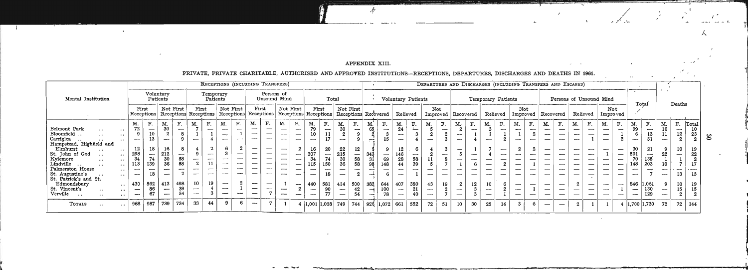## APPENDIX XIII.

### PRIVATE, PRIVATE CHARITABLE, AUTHORISED AND APPROVED INSTITUTIONS—RECEPTIONS, DEPARTURES, DISCHARGES AND DEATHS IN 1961.

| Mental Institution | Receptions (including Transfers) | | | | | | | | | | | | | | | | Departures and Discharges (including Transfers and Escapes) | | | | | | | | | | | | | | | | | | | | | | |
|---|---|---|---|---|---|---|---|---|---|---|---|---|---|---|---|---|---|---|---|---|---|---|---|---|---|---|---|---|---|---|---|---|---|---|---|---|---|---|---|
| | Voluntary Patients | | | | Temporary Patients | | | | Persons of Unsound Mind | | | | Total | | | | Voluntary Patients | | | | | | Temporary Patients | | | | | | Persons of Unsound Mind | | | | | | Total | | Deaths | | |
| | First Receptions | | Not First Receptions | | First Receptions | | Not First Receptions | | First Receptions | | Not First Receptions | | First Receptions | | Not First Receptions | | Recovered | | Relieved | | Not Improved | | Recovered | | Relieved | | Not Improved | | Recovered | | Relieved | | Not Improved | | | | | | |
| | M. | F. | M. | F. | M. | F. | M. | F. | M. | F. | M. | F. | M. | F. | M. | F. | M. | F. | M. | F. | M. | F. | M. | F. | M. | F. | M. | F. | M. | F. | M. | F. | M. | F. | M. | F. | M. | F. | Total |
| Belmont Park | 72 | — | 30 | — | 7 | — | — | — | — | — | — | — | 79 | — | 30 | — | 65 | — | 24 | — | 5 | — | 2 | — | 3 | — | — | — | — | — | — | — | — | — | 99 | — | 10 | — | 10 |
| Bloomfield | 9 | 10 | 2 | 8 | 1 | 1 | — | 1 | — | — | — | — | 10 | 11 | 2 | 9 | 2 | 3 | — | 3 | 2 | 2 | — | 1 | 1 | 1 | 1 | 2 | — | — | — | — | — | 1 | 6 | 13 | 11 | 12 | 23 |
| Carriglea | — | 13 | — | 9 | — | 4 | — | — | — | — | — | — | — | 17 | — | 9 | — | 15 | — | 4 | — | 3 | — | 4 | — | 2 | — | — | — | — | — | 1 | — | 2 | — | 31 | — | 2 | 2 |
| Hampstead, Highfield and Elmhurst | 12 | 18 | 16 | 8 | 4 | 2 | 6 | 2 | — | — | — | 2 | 16 | 20 | 22 | 12 | 5 | 9 | 12 | 6 | 4 | 3 | — | 1 | 7 | — | 2 | 2 | — | — | — | — | — | — | 30 | 21 | 9 | 10 | 19 |
| St. John of God | 298 | — | 212 | — | 9 | — | 3 | — | — | — | — | — | 307 | — | 215 | — | 343 | — | 146 | — | 2 | — | 5 | — | 4 | — | — | — | — | — | — | — | 1 | — | 501 | — | 22 | — | 22 |
| Kylemore | 34 | 74 | 30 | 58 | — | — | — | — | — | — | — | — | 34 | 74 | 30 | 58 | 31 | 69 | 28 | 58 | 11 | 8 | — | — | — | — | — | — | — | — | — | — | — | — | 70 | 135 | 1 | 1 | 2 |
| Lindville | 113 | 139 | 36 | 58 | 2 | 11 | — | — | — | — | — | — | 115 | 150 | 36 | 58 | 98 | 148 | 44 | 39 | 5 | 7 | 1 | 6 | — | 2 | — | 1 | — | — | — | — | — | — | 148 | 203 | 10 | 7 | 17 |
| Palmerston House | — | 18 | — | 2 | — | — | — | — | — | — | — | — | — | 18 | — | 2 | — | 6 | — | 1 | — | — | — | — | — | — | — | — | — | — | — | — | — | — | — | 7 | — | 13 | 13 |
| St. Patrick's and St. Edmondsbury | 430 | 562 | 413 | 498 | 10 | 19 | — | 2 | — | — | 1 | — | 440 | 581 | 414 | 500 | 382 | 644 | 407 | 380 | 43 | 19 | 2 | 12 | 10 | 6 | — | — | — | — | 2 | — | — | — | 846 | 1,061 | 9 | 10 | 19 |
| St. Vincent's | — | 86 | — | 39 | — | 4 | — | 1 | — | — | — | 2 | — | 90 | — | 42 | — | 100 | — | 21 | — | 2 | — | 3 | — | 2 | — | 1 | — | — | — | — | — | 1 | — | 130 | — | 15 | 15 |
| Verville | — | 67 | — | 54 | — | 3 | — | — | — | 7 | — | — | — | 77 | — | 54 | — | 78 | — | 40 | — | 7 | — | 3 | — | 1 | — | — | — | — | — | — | — | — | — | 129 | — | 2 | 2 |
| TOTALS | 968 | 987 | 739 | 734 | 33 | 44 | 9 | 6 | — | 7 | 1 | 4 | 1,001 | 1,038 | 749 | 744 | 926 | 1,072 | 661 | 552 | 72 | 51 | 10 | 30 | 25 | 14 | 3 | 6 | — | — | 2 | 1 | 1 | 4 | 1,700 | 1,730 | 72 | 72 | 144 |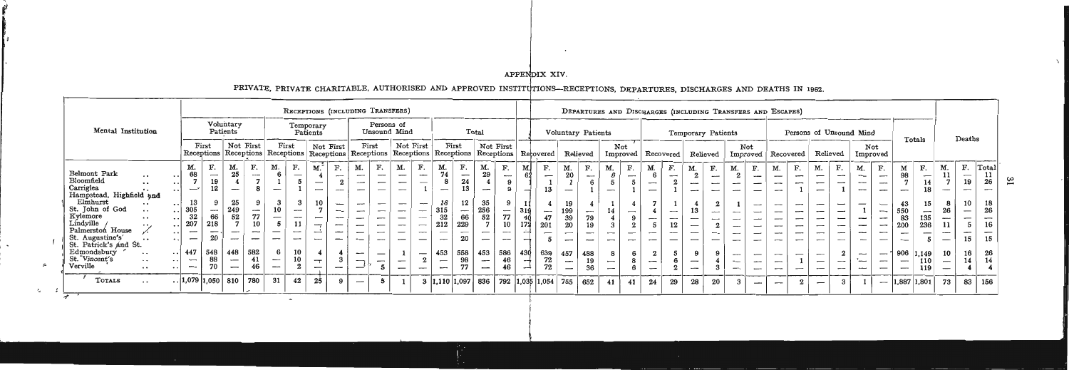## APPENDIX XIV.

### PRIVATE, PRIVATE CHARITABLE, AUTHORISED AND APPROVED INSTITUTIONS—RECEPTIONS, DEPARTURES, DISCHARGES AND DEATHS IN 1962.

| Mental Institution | Receptions (including Transfers) | | | | | | | | | | | | | | | | Departures and Discharges (including Transfers and Escapes) | | | | | | | | | | | | | | | | | | | | Deaths | | |
|---|---|---|---|---|---|---|---|---|---|---|---|---|---|---|---|---|---|---|---|---|---|---|---|---|---|---|---|---|---|---|---|---|---|---|---|---|---|---|---|
| | Voluntary Patients | | | | Temporary Patients | | | | Persons of Unsound Mind | | | | Total | | | | Voluntary Patients | | | | | | Temporary Patients | | | | | | Persons of Unsound Mind | | | | | | Totals | | | | |
| | First Receptions | | Not First Receptions | | First Receptions | | Not First Receptions | | First Receptions | | Not First Receptions | | First Receptions | | Not First Receptions | | Recovered | | Relieved | | Not Improved | | Recovered | | Relieved | | Not Improved | | Recovered | | Relieved | | Not Improved | | | | | | |
| | M. | F. | M. | F. | M. | F. | M. | F. | M. | F. | M. | F. | M. | F. | M. | F. | M. | F. | M. | F. | M. | F. | M. | F. | M. | F. | M. | F. | M. | F. | M. | F. | M. | F. | M. | F. | M. | F. | Total |
| Belmont Park | 68 | — | 25 | — | 6 | — | 4 | — | — | — | — | — | 74 | — | 29 | — | 62 | — | 20 | — | 6 | — | 6 | — | 2 | — | 2 | — | — | — | — | — | — | — | 98 | — | 11 | — | 11 |
| Bloomfield | 7 | 19 | 4 | 7 | 1 | 5 | — | 2 | — | — | — | — | 8 | 24 | 4 | 9 | 1 | — | 1 | 6 | 5 | 5 | — | 2 | — | — | — | — | — | — | — | — | — | — | 7 | 14 | 7 | 19 | 26 |
| Carriglea | — | 12 | — | 8 | — | 1 | — | — | — | — | — | 1 | — | 13 | — | 9 | — | 13 | — | 1 | — | 1 | — | 1 | — | — | — | — | — | 1 | — | 1 | — | — | — | 18 | — | — | — |
| Hampstead, Highfield and Elmhurst | 13 | 9 | 25 | 9 | 3 | 3 | 10 | — | — | — | — | — | 16 | 12 | 35 | 9 | 11 | 4 | 19 | 4 | 1 | 4 | 7 | 1 | 4 | 2 | 1 | — | — | — | — | — | — | — | 43 | 15 | 8 | 10 | 18 |
| St. John of God | 305 | — | 249 | — | 10 | — | 7 | — | — | — | — | — | 315 | — | 256 | — | 319 | — | 199 | — | 14 | — | 4 | — | 13 | — | — | — | — | — | — | — | 1 | — | 550 | — | 26 | — | 26 |
| Kylemore | 32 | 66 | 52 | 77 | — | — | — | — | — | — | — | — | 32 | 66 | 52 | 77 | 40 | 47 | 39 | 79 | 4 | 9 | — | — | — | — | — | — | — | — | — | — | — | — | 83 | 135 | — | — | — |
| Lindville | 207 | 218 | 7 | 10 | 5 | 11 | — | — | — | — | — | — | 212 | 229 | 7 | 10 | 172 | 201 | 20 | 19 | 3 | 2 | 5 | 12 | — | 2 | — | — | — | — | — | — | — | — | 200 | 236 | 11 | 5 | 16 |
| Palmerston House | — | — | — | — | — | — | — | — | — | — | — | — | — | — | — | — | — | — | — | — | — | — | — | — | — | — | — | — | — | — | — | — | — | — | — | — | — | — | — |
| St. Augustine's | — | 20 | — | — | — | — | — | — | — | — | — | — | — | 20 | — | — | — | 5 | — | — | — | — | — | — | — | — | — | — | — | — | — | — | — | — | — | 5 | — | 15 | 15 |
| St. Patrick's and St. Edmondsbury | 447 | 548 | 448 | 582 | 6 | 10 | 4 | 4 | — | — | 1 | — | 453 | 558 | 453 | 586 | 430 | 639 | 457 | 488 | 8 | 6 | 2 | 5 | 9 | 9 | — | — | — | — | — | 2 | — | — | 906 | 1,149 | 10 | 16 | 26 |
| St. Vincent's | — | 88 | — | 41 | — | 10 | — | 3 | — | — | — | 2 | — | 98 | — | 46 | — | 72 | — | 19 | — | 8 | — | 6 | — | 4 | — | — | — | 1 | — | — | — | — | — | 110 | — | 14 | 14 |
| Verville | — | 70 | — | 46 | — | 2 | — | — | — | 5 | — | — | — | 77 | — | 46 | — | 72 | — | 36 | — | 6 | — | 2 | — | 3 | — | — | — | — | — | — | — | — | — | 119 | — | 4 | 4 |
| TOTALS | 1,079 | 1,050 | 810 | 780 | 31 | 42 | 25 | 9 | — | 5 | 1 | 3 | 1,110 | 1,097 | 836 | 792 | 1,035 | 1,054 | 755 | 652 | 41 | 41 | 24 | 29 | 28 | 20 | 3 | — | — | 2 | — | 3 | 1 | — | 1,887 | 1,801 | 73 | 83 | 156 |